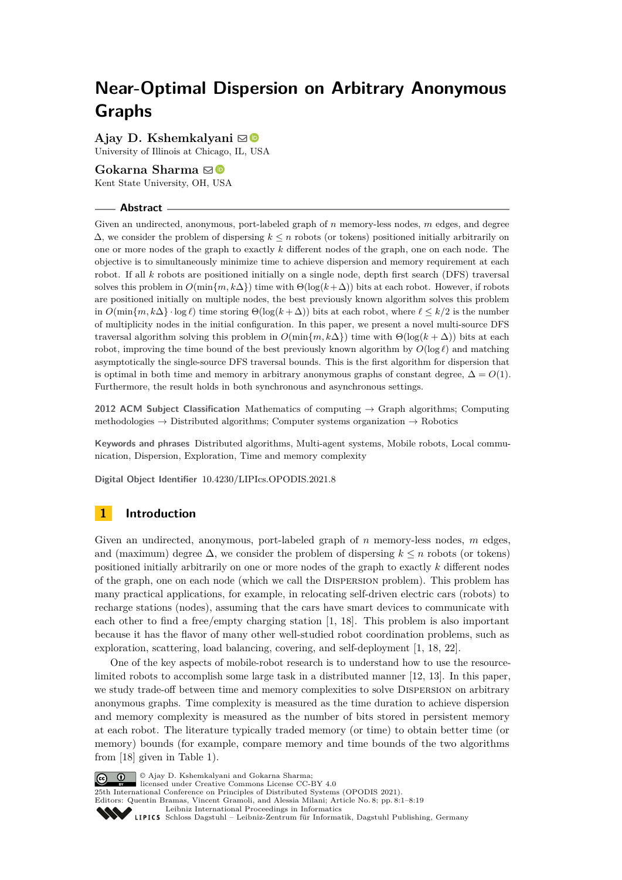# Near-Optimal Dispersion on Arbitrary Anonymous Graphs

**Ajay D. Kshemkalyani**
University of Illinois at Chicago, IL, USA

**Gokarna Sharma**
Kent State University, OH, USA

## Abstract

Given an undirected, anonymous, port-labeled graph of $n$ memory-less nodes, $m$ edges, and degree $\Delta$, we consider the problem of dispersing $k \leq n$ robots (or tokens) positioned initially arbitrarily on one or more nodes of the graph to exactly $k$ different nodes of the graph, one on each node. The objective is to simultaneously minimize time to achieve dispersion and memory requirement at each robot. If all $k$ robots are positioned initially on a single node, depth first search (DFS) traversal solves this problem in $O(\min\{m, k\Delta\})$ time with $\Theta(\log(k+\Delta))$ bits at each robot. However, if robots are positioned initially on multiple nodes, the best previously known algorithm solves this problem in $O(\min\{m, k\Delta\} \cdot \log \ell)$ time storing $\Theta(\log(k+\Delta))$ bits at each robot, where $\ell \leq k/2$ is the number of multiplicity nodes in the initial configuration. In this paper, we present a novel multi-source DFS traversal algorithm solving this problem in $O(\min\{m, k\Delta\})$ time with $\Theta(\log(k+\Delta))$ bits at each robot, improving the time bound of the best previously known algorithm by $O(\log \ell)$ and matching asymptotically the single-source DFS traversal bounds. This is the first algorithm for dispersion that is optimal in both time and memory in arbitrary anonymous graphs of constant degree, $\Delta = O(1)$. Furthermore, the result holds in both synchronous and asynchronous settings.

**2012 ACM Subject Classification** Mathematics of computing → Graph algorithms; Computing methodologies → Distributed algorithms; Computer systems organization → Robotics

**Keywords and phrases** Distributed algorithms, Multi-agent systems, Mobile robots, Local communication, Dispersion, Exploration, Time and memory complexity

**Digital Object Identifier** 10.4230/LIPIcs.OPODIS.2021.8

## 1 Introduction

Given an undirected, anonymous, port-labeled graph of $n$ memory-less nodes, $m$ edges, and (maximum) degree $\Delta$, we consider the problem of dispersing $k \leq n$ robots (or tokens) positioned initially arbitrarily on one or more nodes of the graph to exactly $k$ different nodes of the graph, one on each node (which we call the Dispersion problem). This problem has many practical applications, for example, in relocating self-driven electric cars (robots) to recharge stations (nodes), assuming that the cars have smart devices to communicate with each other to find a free/empty charging station [1, 18]. This problem is also important because it has the flavor of many other well-studied robot coordination problems, such as exploration, scattering, load balancing, covering, and self-deployment [1, 18, 22].

One of the key aspects of mobile-robot research is to understand how to use the resource-limited robots to accomplish some large task in a distributed manner [12, 13]. In this paper, we study trade-off between time and memory complexities to solve Dispersion on arbitrary anonymous graphs. Time complexity is measured as the time duration to achieve dispersion and memory complexity is measured as the number of bits stored in persistent memory at each robot. The literature typically traded memory (or time) to obtain better time (or memory) bounds (for example, compare memory and time bounds of the two algorithms from [18] given in Table 1).

© Ajay D. Kshemkalyani and Gokarna Sharma;
licensed under Creative Commons License CC-BY 4.0
25th International Conference on Principles of Distributed Systems (OPODIS 2021).
Editors: Quentin Bramas, Vincent Gramoli, and Alessia Milani; Article No. 8; pp. 8:1–8:19
Leibniz International Proceedings in Informatics
Schloss Dagstuhl – Leibniz-Zentrum für Informatik, Dagstuhl Publishing, Germany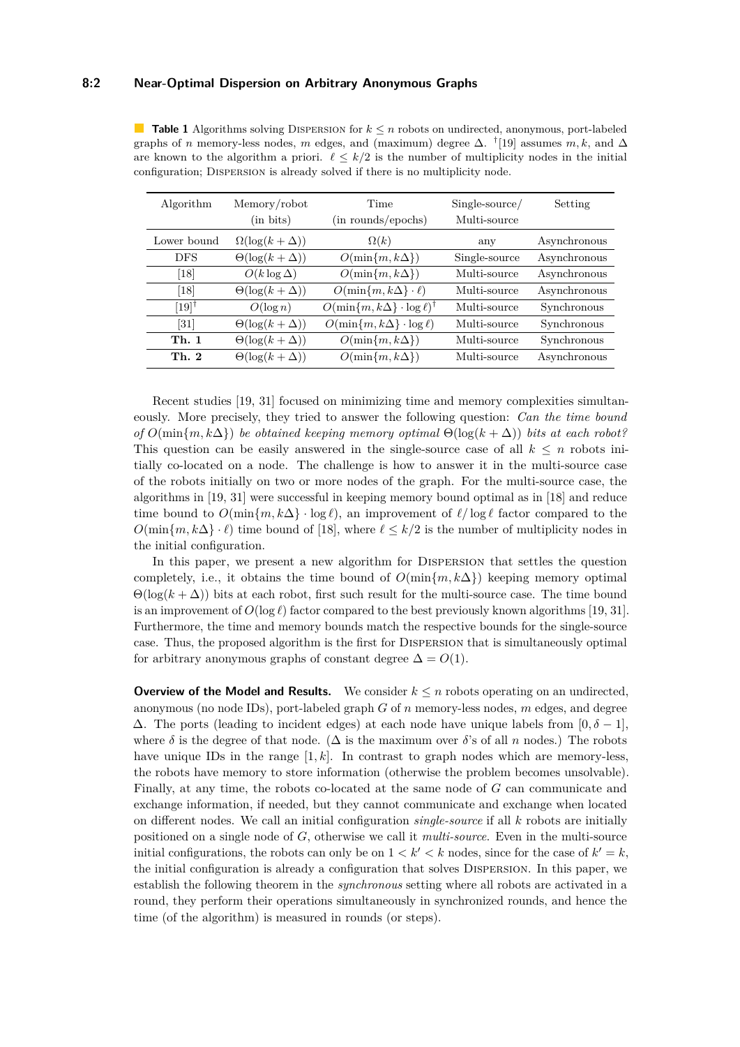**Table 1** Algorithms solving Dispersion for $k \leq n$ robots on undirected, anonymous, port-labeled graphs of $n$ memory-less nodes, $m$ edges, and (maximum) degree $\Delta$. †[19] assumes $m, k$, and $\Delta$ are known to the algorithm a priori. $\ell \leq k/2$ is the number of multiplicity nodes in the initial configuration; Dispersion is already solved if there is no multiplicity node.

| Algorithm | Memory/robot (in bits) | Time (in rounds/epochs) | Single-source/ Multi-source | Setting |
|---|---|---|---|---|
| Lower bound | $\Omega(\log(k+\Delta))$ | $\Omega(k)$ | any | Asynchronous |
| DFS | $\Theta(\log(k+\Delta))$ | $O(\min\{m, k\Delta\})$ | Single-source | Asynchronous |
| [18] | $O(k \log \Delta)$ | $O(\min\{m, k\Delta\})$ | Multi-source | Asynchronous |
| [18] | $\Theta(\log(k+\Delta))$ | $O(\min\{m, k\Delta\} \cdot \ell)$ | Multi-source | Asynchronous |
| [19]† | $O(\log n)$ | $O(\min\{m, k\Delta\} \cdot \log \ell)$† | Multi-source | Synchronous |
| [31] | $\Theta(\log(k+\Delta))$ | $O(\min\{m, k\Delta\} \cdot \log \ell)$ | Multi-source | Synchronous |
| **Th. 1** | $\Theta(\log(k+\Delta))$ | $O(\min\{m, k\Delta\})$ | Multi-source | Synchronous |
| **Th. 2** | $\Theta(\log(k+\Delta))$ | $O(\min\{m, k\Delta\})$ | Multi-source | Asynchronous |

Recent studies [19, 31] focused on minimizing time and memory complexities simultaneously. More precisely, they tried to answer the following question: *Can the time bound of $O(\min\{m, k\Delta\})$ be obtained keeping memory optimal $\Theta(\log(k+\Delta))$ bits at each robot?* This question can be easily answered in the single-source case of all $k \leq n$ robots initially co-located on a node. The challenge is how to answer it in the multi-source case of the robots initially on two or more nodes of the graph. For the multi-source case, the algorithms in [19, 31] were successful in keeping memory bound optimal as in [18] and reduce time bound to $O(\min\{m, k\Delta\} \cdot \log \ell)$, an improvement of $\ell/\log \ell$ factor compared to the $O(\min\{m, k\Delta\} \cdot \ell)$ time bound of [18], where $\ell \leq k/2$ is the number of multiplicity nodes in the initial configuration.

In this paper, we present a new algorithm for Dispersion that settles the question completely, i.e., it obtains the time bound of $O(\min\{m, k\Delta\})$ keeping memory optimal $\Theta(\log(k+\Delta))$ bits at each robot, first such result for the multi-source case. The time bound is an improvement of $O(\log \ell)$ factor compared to the best previously known algorithms [19, 31]. Furthermore, the time and memory bounds match the respective bounds for the single-source case. Thus, the proposed algorithm is the first for Dispersion that is simultaneously optimal for arbitrary anonymous graphs of constant degree $\Delta = O(1)$.

**Overview of the Model and Results.** We consider $k \leq n$ robots operating on an undirected, anonymous (no node IDs), port-labeled graph $G$ of $n$ memory-less nodes, $m$ edges, and degree $\Delta$. The ports (leading to incident edges) at each node have unique labels from $[0, \delta - 1]$, where $\delta$ is the degree of that node. ($\Delta$ is the maximum over $\delta$'s of all $n$ nodes.) The robots have unique IDs in the range $[1, k]$. In contrast to graph nodes which are memory-less, the robots have memory to store information (otherwise the problem becomes unsolvable). Finally, at any time, the robots co-located at the same node of $G$ can communicate and exchange information, if needed, but they cannot communicate and exchange when located on different nodes. We call an initial configuration *single-source* if all $k$ robots are initially positioned on a single node of $G$, otherwise we call it *multi-source*. Even in the multi-source initial configurations, the robots can only be on $1 < k' < k$ nodes, since for the case of $k' = k$, the initial configuration is already a configuration that solves Dispersion. In this paper, we establish the following theorem in the *synchronous* setting where all robots are activated in a round, they perform their operations simultaneously in synchronized rounds, and hence the time (of the algorithm) is measured in rounds (or steps).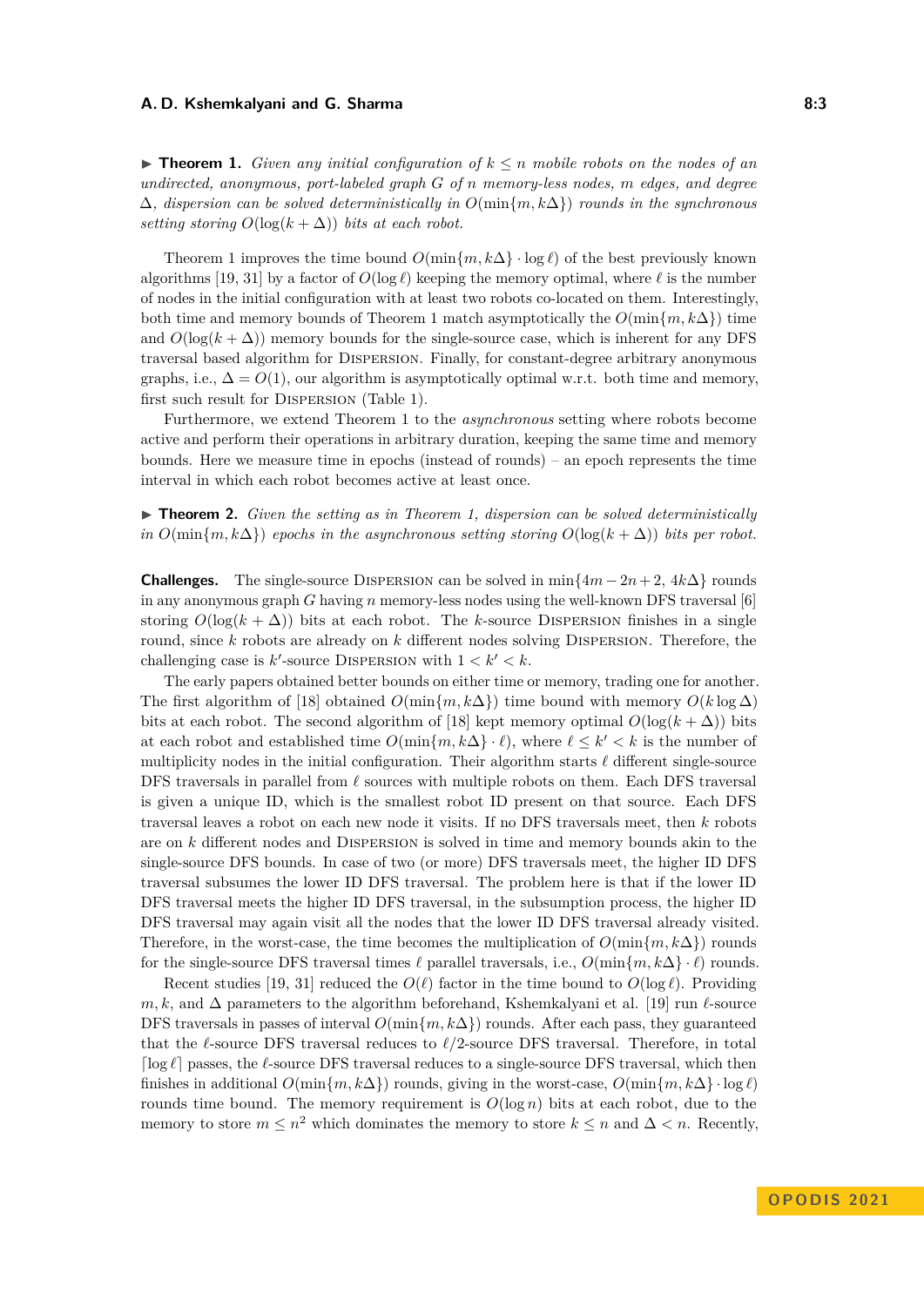▶ **Theorem 1.** *Given any initial configuration of $k \leq n$ mobile robots on the nodes of an undirected, anonymous, port-labeled graph $G$ of $n$ memory-less nodes, $m$ edges, and degree $\Delta$, dispersion can be solved deterministically in $O(\min\{m, k\Delta\})$ rounds in the synchronous setting storing $O(\log(k + \Delta))$ bits at each robot.*

Theorem 1 improves the time bound $O(\min\{m, k\Delta\} \cdot \log \ell)$ of the best previously known algorithms [19, 31] by a factor of $O(\log \ell)$ keeping the memory optimal, where $\ell$ is the number of nodes in the initial configuration with at least two robots co-located on them. Interestingly, both time and memory bounds of Theorem 1 match asymptotically the $O(\min\{m, k\Delta\})$ time and $O(\log(k + \Delta))$ memory bounds for the single-source case, which is inherent for any DFS traversal based algorithm for Dispersion. Finally, for constant-degree arbitrary anonymous graphs, i.e., $\Delta = O(1)$, our algorithm is asymptotically optimal w.r.t. both time and memory, first such result for Dispersion (Table 1).

Furthermore, we extend Theorem 1 to the *asynchronous* setting where robots become active and perform their operations in arbitrary duration, keeping the same time and memory bounds. Here we measure time in epochs (instead of rounds) – an epoch represents the time interval in which each robot becomes active at least once.

▶ **Theorem 2.** *Given the setting as in Theorem 1, dispersion can be solved deterministically in $O(\min\{m, k\Delta\})$ epochs in the asynchronous setting storing $O(\log(k + \Delta))$ bits per robot.*

**Challenges.** The single-source Dispersion can be solved in $\min\{4m - 2n + 2,\ 4k\Delta\}$ rounds in any anonymous graph $G$ having $n$ memory-less nodes using the well-known DFS traversal [6] storing $O(\log(k + \Delta))$ bits at each robot. The $k$-source Dispersion finishes in a single round, since $k$ robots are already on $k$ different nodes solving Dispersion. Therefore, the challenging case is $k'$-source Dispersion with $1 < k' < k$.

The early papers obtained better bounds on either time or memory, trading one for another. The first algorithm of [18] obtained $O(\min\{m, k\Delta\})$ time bound with memory $O(k \log \Delta)$ bits at each robot. The second algorithm of [18] kept memory optimal $O(\log(k + \Delta))$ bits at each robot and established time $O(\min\{m, k\Delta\} \cdot \ell)$, where $\ell \leq k' < k$ is the number of multiplicity nodes in the initial configuration. Their algorithm starts $\ell$ different single-source DFS traversals in parallel from $\ell$ sources with multiple robots on them. Each DFS traversal is given a unique ID, which is the smallest robot ID present on that source. Each DFS traversal leaves a robot on each new node it visits. If no DFS traversals meet, then $k$ robots are on $k$ different nodes and Dispersion is solved in time and memory bounds akin to the single-source DFS bounds. In case of two (or more) DFS traversals meet, the higher ID DFS traversal subsumes the lower ID DFS traversal. The problem here is that if the lower ID DFS traversal meets the higher ID DFS traversal, in the subsumption process, the higher ID DFS traversal may again visit all the nodes that the lower ID DFS traversal already visited. Therefore, in the worst-case, the time becomes the multiplication of $O(\min\{m, k\Delta\})$ rounds for the single-source DFS traversal times $\ell$ parallel traversals, i.e., $O(\min\{m, k\Delta\} \cdot \ell)$ rounds.

Recent studies [19, 31] reduced the $O(\ell)$ factor in the time bound to $O(\log \ell)$. Providing $m, k$, and $\Delta$ parameters to the algorithm beforehand, Kshemkalyani et al. [19] run $\ell$-source DFS traversals in passes of interval $O(\min\{m, k\Delta\})$ rounds. After each pass, they guaranteed that the $\ell$-source DFS traversal reduces to $\ell/2$-source DFS traversal. Therefore, in total $\lceil \log \ell \rceil$ passes, the $\ell$-source DFS traversal reduces to a single-source DFS traversal, which then finishes in additional $O(\min\{m, k\Delta\})$ rounds, giving in the worst-case, $O(\min\{m, k\Delta\} \cdot \log \ell)$ rounds time bound. The memory requirement is $O(\log n)$ bits at each robot, due to the memory to store $m \leq n^2$ which dominates the memory to store $k \leq n$ and $\Delta < n$. Recently,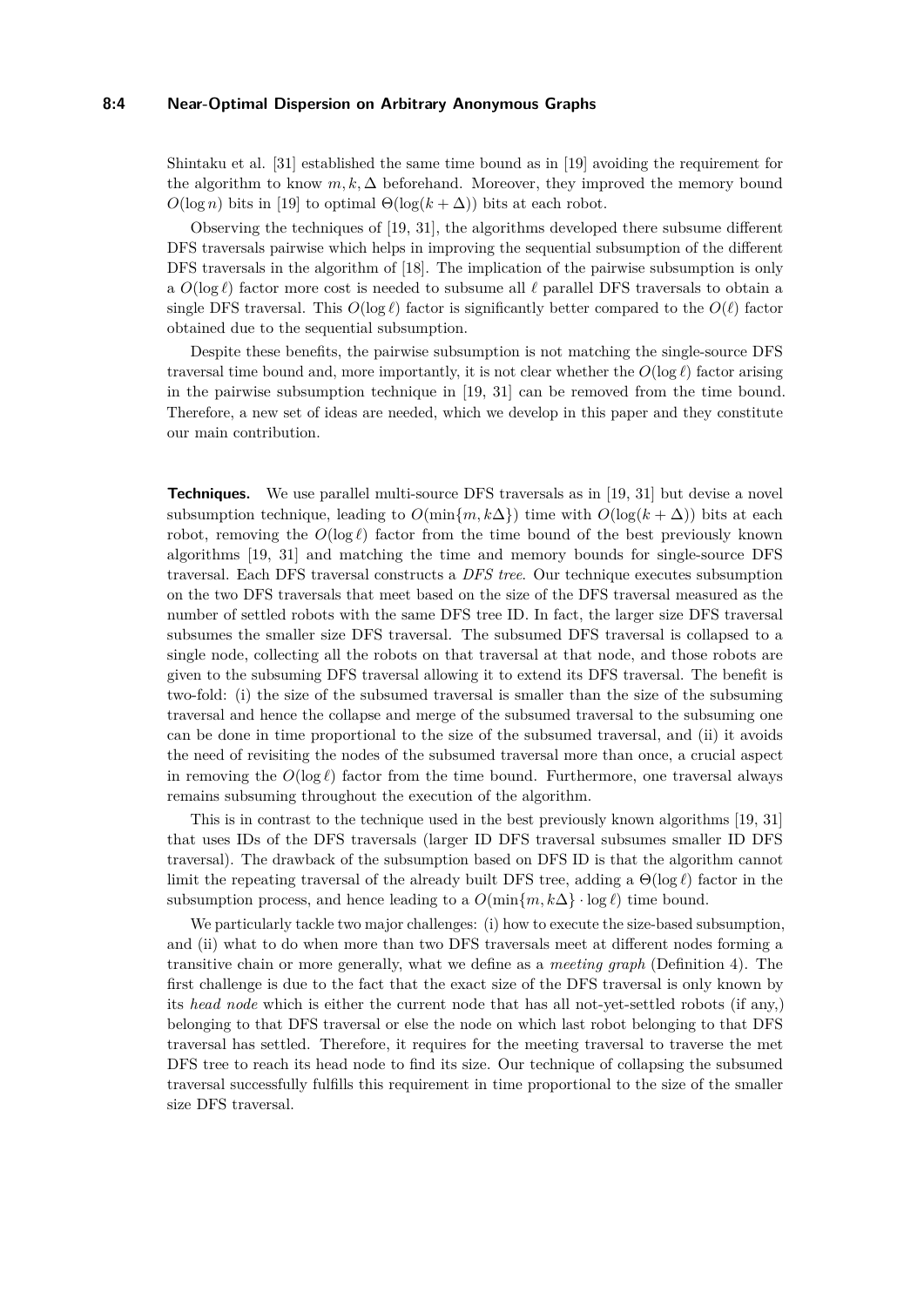Shintaku et al. [31] established the same time bound as in [19] avoiding the requirement for the algorithm to know $m, k, \Delta$ beforehand. Moreover, they improved the memory bound $O(\log n)$ bits in [19] to optimal $\Theta(\log(k + \Delta))$ bits at each robot.

Observing the techniques of [19, 31], the algorithms developed there subsume different DFS traversals pairwise which helps in improving the sequential subsumption of the different DFS traversals in the algorithm of [18]. The implication of the pairwise subsumption is only a $O(\log \ell)$ factor more cost is needed to subsume all $\ell$ parallel DFS traversals to obtain a single DFS traversal. This $O(\log \ell)$ factor is significantly better compared to the $O(\ell)$ factor obtained due to the sequential subsumption.

Despite these benefits, the pairwise subsumption is not matching the single-source DFS traversal time bound and, more importantly, it is not clear whether the $O(\log \ell)$ factor arising in the pairwise subsumption technique in [19, 31] can be removed from the time bound. Therefore, a new set of ideas are needed, which we develop in this paper and they constitute our main contribution.

**Techniques.** We use parallel multi-source DFS traversals as in [19, 31] but devise a novel subsumption technique, leading to $O(\min\{m, k\Delta\})$ time with $O(\log(k + \Delta))$ bits at each robot, removing the $O(\log \ell)$ factor from the time bound of the best previously known algorithms [19, 31] and matching the time and memory bounds for single-source DFS traversal. Each DFS traversal constructs a *DFS tree*. Our technique executes subsumption on the two DFS traversals that meet based on the size of the DFS traversal measured as the number of settled robots with the same DFS tree ID. In fact, the larger size DFS traversal subsumes the smaller size DFS traversal. The subsumed DFS traversal is collapsed to a single node, collecting all the robots on that traversal at that node, and those robots are given to the subsuming DFS traversal allowing it to extend its DFS traversal. The benefit is two-fold: (i) the size of the subsumed traversal is smaller than the size of the subsuming traversal and hence the collapse and merge of the subsumed traversal to the subsuming one can be done in time proportional to the size of the subsumed traversal, and (ii) it avoids the need of revisiting the nodes of the subsumed traversal more than once, a crucial aspect in removing the $O(\log \ell)$ factor from the time bound. Furthermore, one traversal always remains subsuming throughout the execution of the algorithm.

This is in contrast to the technique used in the best previously known algorithms [19, 31] that uses IDs of the DFS traversals (larger ID DFS traversal subsumes smaller ID DFS traversal). The drawback of the subsumption based on DFS ID is that the algorithm cannot limit the repeating traversal of the already built DFS tree, adding a $\Theta(\log \ell)$ factor in the subsumption process, and hence leading to a $O(\min\{m, k\Delta\} \cdot \log \ell)$ time bound.

We particularly tackle two major challenges: (i) how to execute the size-based subsumption, and (ii) what to do when more than two DFS traversals meet at different nodes forming a transitive chain or more generally, what we define as a *meeting graph* (Definition 4). The first challenge is due to the fact that the exact size of the DFS traversal is only known by its *head node* which is either the current node that has all not-yet-settled robots (if any,) belonging to that DFS traversal or else the node on which last robot belonging to that DFS traversal has settled. Therefore, it requires for the meeting traversal to traverse the met DFS tree to reach its head node to find its size. Our technique of collapsing the subsumed traversal successfully fulfills this requirement in time proportional to the size of the smaller size DFS traversal.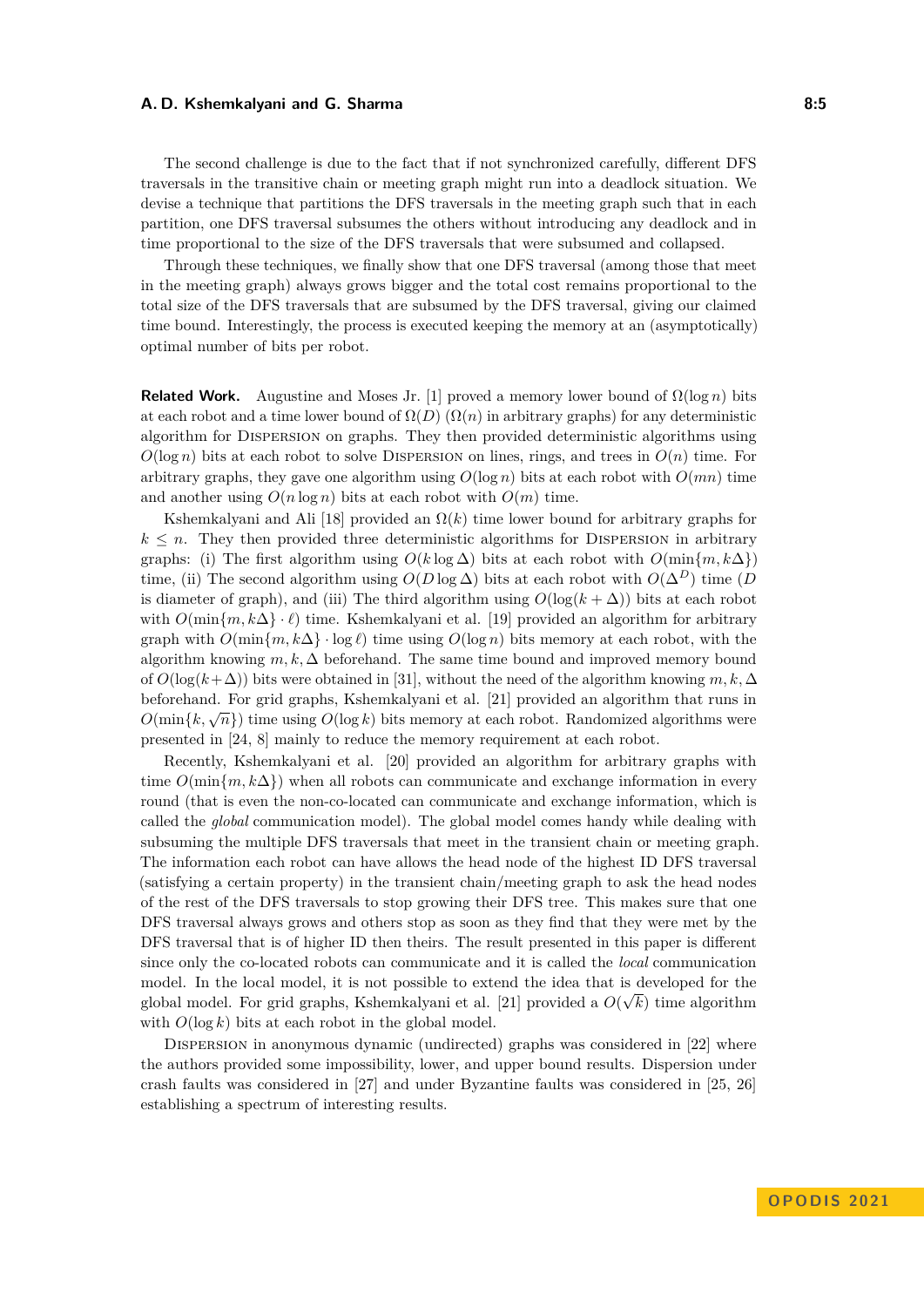The second challenge is due to the fact that if not synchronized carefully, different DFS traversals in the transitive chain or meeting graph might run into a deadlock situation. We devise a technique that partitions the DFS traversals in the meeting graph such that in each partition, one DFS traversal subsumes the others without introducing any deadlock and in time proportional to the size of the DFS traversals that were subsumed and collapsed.

Through these techniques, we finally show that one DFS traversal (among those that meet in the meeting graph) always grows bigger and the total cost remains proportional to the total size of the DFS traversals that are subsumed by the DFS traversal, giving our claimed time bound. Interestingly, the process is executed keeping the memory at an (asymptotically) optimal number of bits per robot.

**Related Work.** Augustine and Moses Jr. [1] proved a memory lower bound of $\Omega(\log n)$ bits at each robot and a time lower bound of $\Omega(D)$ ($\Omega(n)$ in arbitrary graphs) for any deterministic algorithm for Dispersion on graphs. They then provided deterministic algorithms using $O(\log n)$ bits at each robot to solve Dispersion on lines, rings, and trees in $O(n)$ time. For arbitrary graphs, they gave one algorithm using $O(\log n)$ bits at each robot with $O(mn)$ time and another using $O(n \log n)$ bits at each robot with $O(m)$ time.

Kshemkalyani and Ali [18] provided an $\Omega(k)$ time lower bound for arbitrary graphs for $k \leq n$. They then provided three deterministic algorithms for Dispersion in arbitrary graphs: (i) The first algorithm using $O(k \log \Delta)$ bits at each robot with $O(\min\{m, k\Delta\})$ time, (ii) The second algorithm using $O(D \log \Delta)$ bits at each robot with $O(\Delta^D)$ time ($D$ is diameter of graph), and (iii) The third algorithm using $O(\log(k + \Delta))$ bits at each robot with $O(\min\{m, k\Delta\} \cdot \ell)$ time. Kshemkalyani et al. [19] provided an algorithm for arbitrary graph with $O(\min\{m, k\Delta\} \cdot \log \ell)$ time using $O(\log n)$ bits memory at each robot, with the algorithm knowing $m, k, \Delta$ beforehand. The same time bound and improved memory bound of $O(\log(k+\Delta))$ bits were obtained in [31], without the need of the algorithm knowing $m, k, \Delta$ beforehand. For grid graphs, Kshemkalyani et al. [21] provided an algorithm that runs in $O(\min\{k, \sqrt{n}\})$ time using $O(\log k)$ bits memory at each robot. Randomized algorithms were presented in [24, 8] mainly to reduce the memory requirement at each robot.

Recently, Kshemkalyani et al. [20] provided an algorithm for arbitrary graphs with time $O(\min\{m, k\Delta\})$ when all robots can communicate and exchange information in every round (that is even the non-co-located can communicate and exchange information, which is called the *global* communication model). The global model comes handy while dealing with subsuming the multiple DFS traversals that meet in the transient chain or meeting graph. The information each robot can have allows the head node of the highest ID DFS traversal (satisfying a certain property) in the transient chain/meeting graph to ask the head nodes of the rest of the DFS traversals to stop growing their DFS tree. This makes sure that one DFS traversal always grows and others stop as soon as they find that they were met by the DFS traversal that is of higher ID then theirs. The result presented in this paper is different since only the co-located robots can communicate and it is called the *local* communication model. In the local model, it is not possible to extend the idea that is developed for the global model. For grid graphs, Kshemkalyani et al. [21] provided a $O(\sqrt{k})$ time algorithm with $O(\log k)$ bits at each robot in the global model.

Dispersion in anonymous dynamic (undirected) graphs was considered in [22] where the authors provided some impossibility, lower, and upper bound results. Dispersion under crash faults was considered in [27] and under Byzantine faults was considered in [25, 26] establishing a spectrum of interesting results.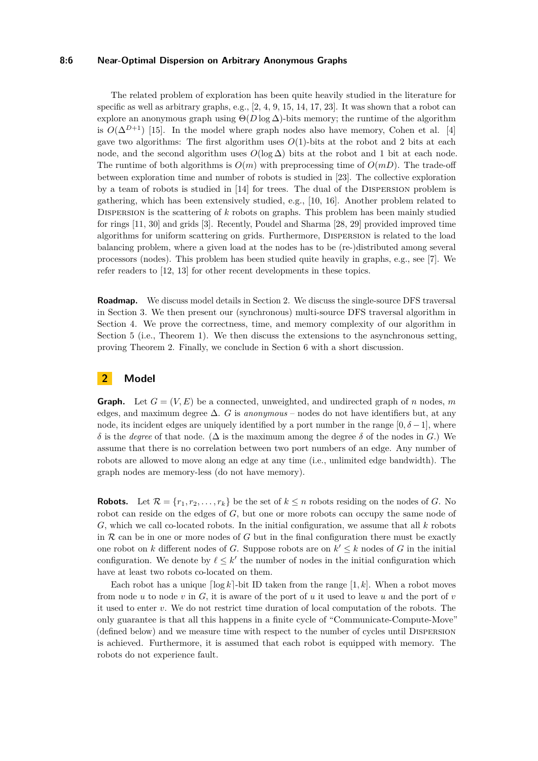The related problem of exploration has been quite heavily studied in the literature for specific as well as arbitrary graphs, e.g., [2, 4, 9, 15, 14, 17, 23]. It was shown that a robot can explore an anonymous graph using $\Theta(D \log \Delta)$-bits memory; the runtime of the algorithm is $O(\Delta^{D+1})$ [15]. In the model where graph nodes also have memory, Cohen et al. [4] gave two algorithms: The first algorithm uses $O(1)$-bits at the robot and 2 bits at each node, and the second algorithm uses $O(\log \Delta)$ bits at the robot and 1 bit at each node. The runtime of both algorithms is $O(m)$ with preprocessing time of $O(mD)$. The trade-off between exploration time and number of robots is studied in [23]. The collective exploration by a team of robots is studied in [14] for trees. The dual of the Dispersion problem is gathering, which has been extensively studied, e.g., [10, 16]. Another problem related to Dispersion is the scattering of $k$ robots on graphs. This problem has been mainly studied for rings [11, 30] and grids [3]. Recently, Poudel and Sharma [28, 29] provided improved time algorithms for uniform scattering on grids. Furthermore, Dispersion is related to the load balancing problem, where a given load at the nodes has to be (re-)distributed among several processors (nodes). This problem has been studied quite heavily in graphs, e.g., see [7]. We refer readers to [12, 13] for other recent developments in these topics.

**Roadmap.** We discuss model details in Section 2. We discuss the single-source DFS traversal in Section 3. We then present our (synchronous) multi-source DFS traversal algorithm in Section 4. We prove the correctness, time, and memory complexity of our algorithm in Section 5 (i.e., Theorem 1). We then discuss the extensions to the asynchronous setting, proving Theorem 2. Finally, we conclude in Section 6 with a short discussion.

## 2 Model

**Graph.** Let $G = (V, E)$ be a connected, unweighted, and undirected graph of $n$ nodes, $m$ edges, and maximum degree $\Delta$. $G$ is *anonymous* – nodes do not have identifiers but, at any node, its incident edges are uniquely identified by a port number in the range $[0, \delta - 1]$, where $\delta$ is the *degree* of that node. ($\Delta$ is the maximum among the degree $\delta$ of the nodes in $G$.) We assume that there is no correlation between two port numbers of an edge. Any number of robots are allowed to move along an edge at any time (i.e., unlimited edge bandwidth). The graph nodes are memory-less (do not have memory).

**Robots.** Let $\mathcal{R} = \{r_1, r_2, \ldots, r_k\}$ be the set of $k \leq n$ robots residing on the nodes of $G$. No robot can reside on the edges of $G$, but one or more robots can occupy the same node of $G$, which we call co-located robots. In the initial configuration, we assume that all $k$ robots in $\mathcal{R}$ can be in one or more nodes of $G$ but in the final configuration there must be exactly one robot on $k$ different nodes of $G$. Suppose robots are on $k' \leq k$ nodes of $G$ in the initial configuration. We denote by $\ell \leq k'$ the number of nodes in the initial configuration which have at least two robots co-located on them.

Each robot has a unique $\lceil \log k \rceil$-bit ID taken from the range $[1, k]$. When a robot moves from node $u$ to node $v$ in $G$, it is aware of the port of $u$ it used to leave $u$ and the port of $v$ it used to enter $v$. We do not restrict time duration of local computation of the robots. The only guarantee is that all this happens in a finite cycle of "Communicate-Compute-Move" (defined below) and we measure time with respect to the number of cycles until Dispersion is achieved. Furthermore, it is assumed that each robot is equipped with memory. The robots do not experience fault.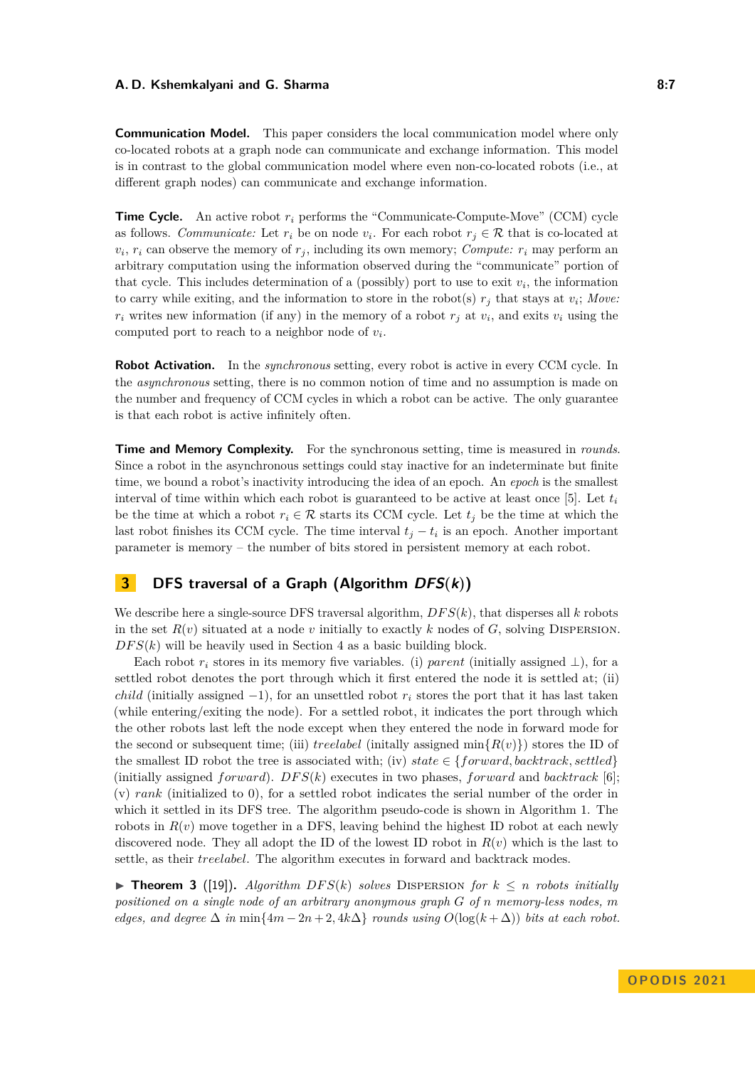**Communication Model.** This paper considers the local communication model where only co-located robots at a graph node can communicate and exchange information. This model is in contrast to the global communication model where even non-co-located robots (i.e., at different graph nodes) can communicate and exchange information.

**Time Cycle.** An active robot $r_i$ performs the "Communicate-Compute-Move" (CCM) cycle as follows. *Communicate:* Let $r_i$ be on node $v_i$. For each robot $r_j \in \mathcal{R}$ that is co-located at $v_i$, $r_i$ can observe the memory of $r_j$, including its own memory; *Compute:* $r_i$ may perform an arbitrary computation using the information observed during the "communicate" portion of that cycle. This includes determination of a (possibly) port to use to exit $v_i$, the information to carry while exiting, and the information to store in the robot(s) $r_j$ that stays at $v_i$; *Move:* $r_i$ writes new information (if any) in the memory of a robot $r_j$ at $v_i$, and exits $v_i$ using the computed port to reach to a neighbor node of $v_i$.

**Robot Activation.** In the *synchronous* setting, every robot is active in every CCM cycle. In the *asynchronous* setting, there is no common notion of time and no assumption is made on the number and frequency of CCM cycles in which a robot can be active. The only guarantee is that each robot is active infinitely often.

**Time and Memory Complexity.** For the synchronous setting, time is measured in *rounds*. Since a robot in the asynchronous settings could stay inactive for an indeterminate but finite time, we bound a robot's inactivity introducing the idea of an epoch. An *epoch* is the smallest interval of time within which each robot is guaranteed to be active at least once [5]. Let $t_i$ be the time at which a robot $r_i \in \mathcal{R}$ starts its CCM cycle. Let $t_j$ be the time at which the last robot finishes its CCM cycle. The time interval $t_j - t_i$ is an epoch. Another important parameter is memory – the number of bits stored in persistent memory at each robot.

## 3 DFS traversal of a Graph (Algorithm *DFS*(*k*))

We describe here a single-source DFS traversal algorithm, $DFS(k)$, that disperses all $k$ robots in the set $R(v)$ situated at a node $v$ initially to exactly $k$ nodes of $G$, solving Dispersion. $DFS(k)$ will be heavily used in Section 4 as a basic building block.

Each robot $r_i$ stores in its memory five variables. (i) *parent* (initially assigned $\perp$), for a settled robot denotes the port through which it first entered the node it is settled at; (ii) *child* (initially assigned $-1$), for an unsettled robot $r_i$ stores the port that it has last taken (while entering/exiting the node). For a settled robot, it indicates the port through which the other robots last left the node except when they entered the node in forward mode for the second or subsequent time; (iii) *treelabel* (initally assigned $\min\{R(v)\}$) stores the ID of the smallest ID robot the tree is associated with; (iv) $state \in \{forward, backtrack, settled\}$ (initially assigned $forward$). $DFS(k)$ executes in two phases, $forward$ and $backtrack$ [6]; (v) *rank* (initialized to 0), for a settled robot indicates the serial number of the order in which it settled in its DFS tree. The algorithm pseudo-code is shown in Algorithm 1. The robots in $R(v)$ move together in a DFS, leaving behind the highest ID robot at each newly discovered node. They all adopt the ID of the lowest ID robot in $R(v)$ which is the last to settle, as their *treelabel*. The algorithm executes in forward and backtrack modes.

▶ **Theorem 3** ([19]). *Algorithm $DFS(k)$ solves* Dispersion *for $k \leq n$ robots initially positioned on a single node of an arbitrary anonymous graph $G$ of $n$ memory-less nodes, $m$ edges, and degree $\Delta$ in $\min\{4m - 2n + 2, 4k\Delta\}$ rounds using $O(\log(k + \Delta))$ bits at each robot.*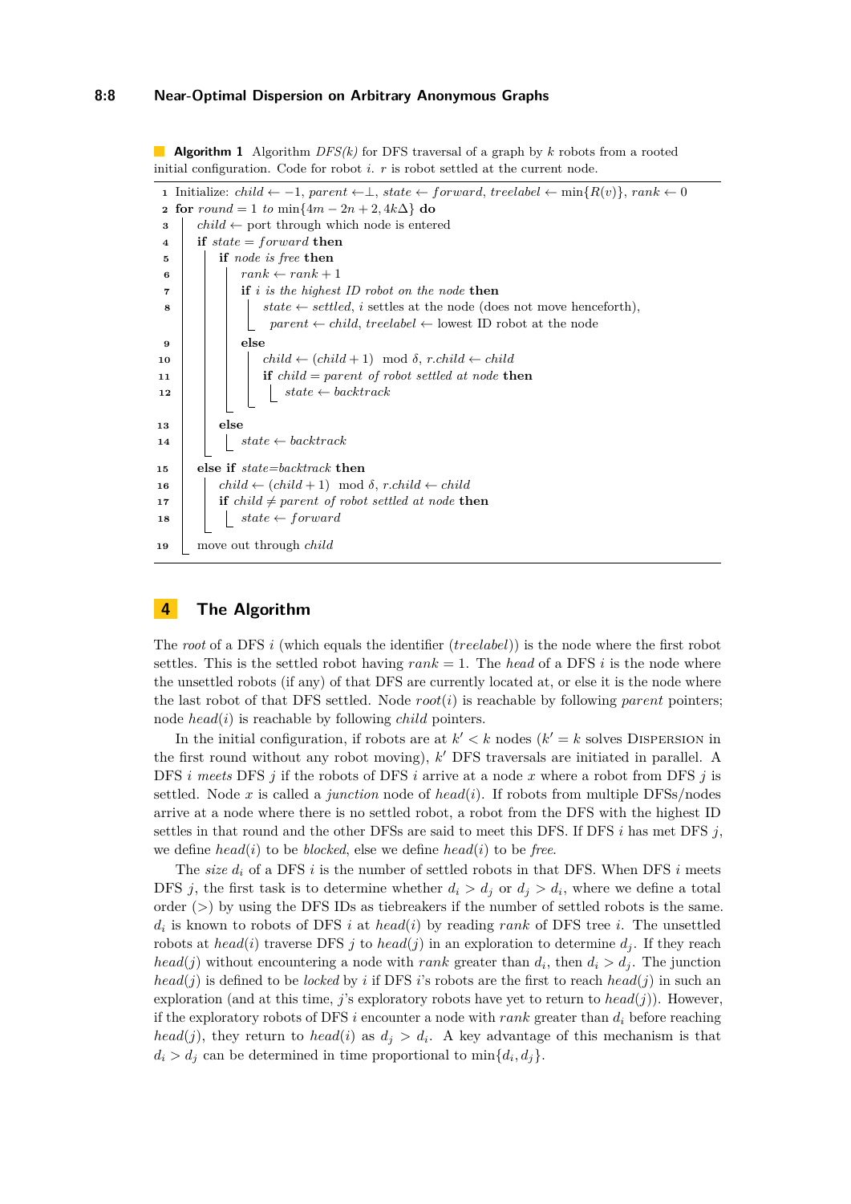**Algorithm 1** Algorithm *DFS(k)* for DFS traversal of a graph by $k$ robots from a rooted initial configuration. Code for robot $i$. $r$ is robot settled at the current node.

```
1  Initialize: child ← −1, parent ← ⊥, state ← forward, treelabel ← min{R(v)}, rank ← 0
2  for round = 1 to min{4m − 2n + 2, 4kΔ} do
3      child ← port through which node is entered
4      if state = forward then
5          if node is free then
6              rank ← rank + 1
7              if i is the highest ID robot on the node then
8                  state ← settled, i settles at the node (does not move henceforth),
                   parent ← child, treelabel ← lowest ID robot at the node
9              else
10                 child ← (child + 1) mod δ, r.child ← child
11                 if child = parent of robot settled at node then
12                     state ← backtrack
13         else
14             state ← backtrack
15     else if state=backtrack then
16         child ← (child + 1) mod δ, r.child ← child
17         if child ≠ parent of robot settled at node then
18             state ← forward
19     move out through child
```

## 4 The Algorithm

The *root* of a DFS $i$ (which equals the identifier (*treelabel*)) is the node where the first robot settles. This is the settled robot having $rank = 1$. The *head* of a DFS $i$ is the node where the unsettled robots (if any) of that DFS are currently located at, or else it is the node where the last robot of that DFS settled. Node $root(i)$ is reachable by following *parent* pointers; node $head(i)$ is reachable by following *child* pointers.

In the initial configuration, if robots are at $k' < k$ nodes ($k' = k$ solves Dispersion in the first round without any robot moving), $k'$ DFS traversals are initiated in parallel. A DFS $i$ *meets* DFS $j$ if the robots of DFS $i$ arrive at a node $x$ where a robot from DFS $j$ is settled. Node $x$ is called a *junction* node of $head(i)$. If robots from multiple DFSs/nodes arrive at a node where there is no settled robot, a robot from the DFS with the highest ID settles in that round and the other DFSs are said to meet this DFS. If DFS $i$ has met DFS $j$, we define $head(i)$ to be *blocked*, else we define $head(i)$ to be *free*.

The *size* $d_i$ of a DFS $i$ is the number of settled robots in that DFS. When DFS $i$ meets DFS $j$, the first task is to determine whether $d_i > d_j$ or $d_j > d_i$, where we define a total order ($>$) by using the DFS IDs as tiebreakers if the number of settled robots is the same. $d_i$ is known to robots of DFS $i$ at $head(i)$ by reading *rank* of DFS tree $i$. The unsettled robots at $head(i)$ traverse DFS $j$ to $head(j)$ in an exploration to determine $d_j$. If they reach $head(j)$ without encountering a node with *rank* greater than $d_i$, then $d_i > d_j$. The junction $head(j)$ is defined to be *locked* by $i$ if DFS $i$'s robots are the first to reach $head(j)$ in such an exploration (and at this time, $j$'s exploratory robots have yet to return to $head(j)$). However, if the exploratory robots of DFS $i$ encounter a node with *rank* greater than $d_i$ before reaching $head(j)$, they return to $head(i)$ as $d_j > d_i$. A key advantage of this mechanism is that $d_i > d_j$ can be determined in time proportional to $\min\{d_i, d_j\}$.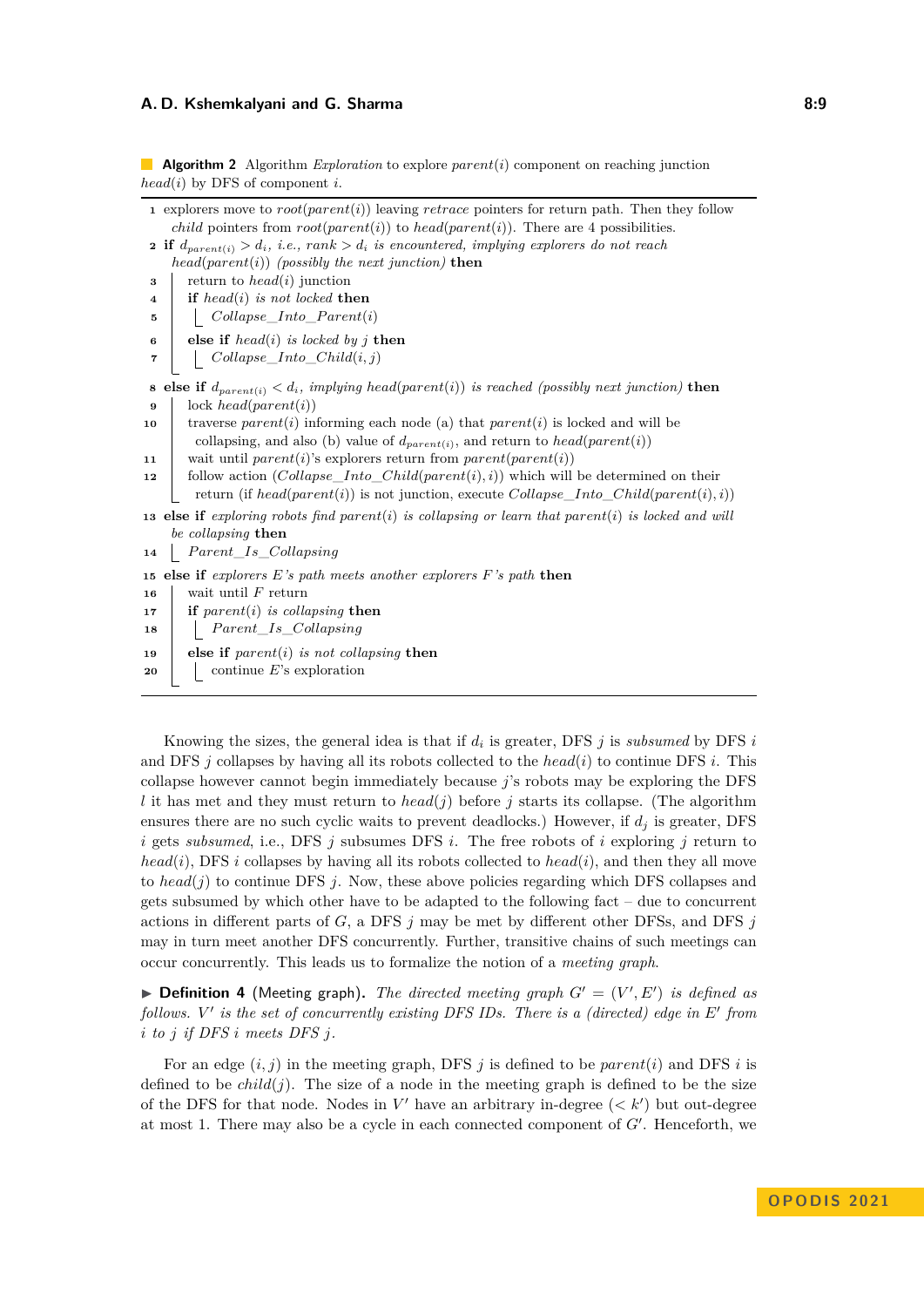**Algorithm 2** Algorithm *Exploration* to explore $parent(i)$ component on reaching junction $head(i)$ by DFS of component $i$.

```
1  explorers move to root(parent(i)) leaving retrace pointers for return path. Then they follow
     child pointers from root(parent(i)) to head(parent(i)). There are 4 possibilities.
2  if d_parent(i) > d_i, i.e., rank > d_i is encountered, implying explorers do not reach
     head(parent(i)) (possibly the next junction) then
3      return to head(i) junction
4      if head(i) is not locked then
5          Collapse_Into_Parent(i)
6      else if head(i) is locked by j then
7          Collapse_Into_Child(i, j)
8  else if d_parent(i) < d_i, implying head(parent(i)) is reached (possibly next junction) then
9      lock head(parent(i))
10     traverse parent(i) informing each node (a) that parent(i) is locked and will be
         collapsing, and also (b) value of d_parent(i), and return to head(parent(i))
11     wait until parent(i)'s explorers return from parent(parent(i))
12     follow action (Collapse_Into_Child(parent(i), i)) which will be determined on their
         return (if head(parent(i)) is not junction, execute Collapse_Into_Child(parent(i), i))
13 else if exploring robots find parent(i) is collapsing or learn that parent(i) is locked and will
     be collapsing then
14     Parent_Is_Collapsing
15 else if explorers E's path meets another explorers F's path then
16     wait until F return
17     if parent(i) is collapsing then
18         Parent_Is_Collapsing
19     else if parent(i) is not collapsing then
20         continue E's exploration
```

Knowing the sizes, the general idea is that if $d_i$ is greater, DFS $j$ is *subsumed* by DFS $i$ and DFS $j$ collapses by having all its robots collected to the $head(i)$ to continue DFS $i$. This collapse however cannot begin immediately because $j$'s robots may be exploring the DFS $l$ it has met and they must return to $head(j)$ before $j$ starts its collapse. (The algorithm ensures there are no such cyclic waits to prevent deadlocks.) However, if $d_j$ is greater, DFS $i$ gets *subsumed*, i.e., DFS $j$ subsumes DFS $i$. The free robots of $i$ exploring $j$ return to $head(i)$, DFS $i$ collapses by having all its robots collected to $head(i)$, and then they all move to $head(j)$ to continue DFS $j$. Now, these above policies regarding which DFS collapses and gets subsumed by which other have to be adapted to the following fact – due to concurrent actions in different parts of $G$, a DFS $j$ may be met by different other DFSs, and DFS $j$ may in turn meet another DFS concurrently. Further, transitive chains of such meetings can occur concurrently. This leads us to formalize the notion of a *meeting graph*.

▶ **Definition 4** (Meeting graph). *The directed meeting graph $G' = (V', E')$ is defined as follows. $V'$ is the set of concurrently existing DFS IDs. There is a (directed) edge in $E'$ from $i$ to $j$ if DFS $i$ meets DFS $j$.*

For an edge $(i, j)$ in the meeting graph, DFS $j$ is defined to be $parent(i)$ and DFS $i$ is defined to be $child(j)$. The size of a node in the meeting graph is defined to be the size of the DFS for that node. Nodes in $V'$ have an arbitrary in-degree ($< k'$) but out-degree at most 1. There may also be a cycle in each connected component of $G'$. Henceforth, we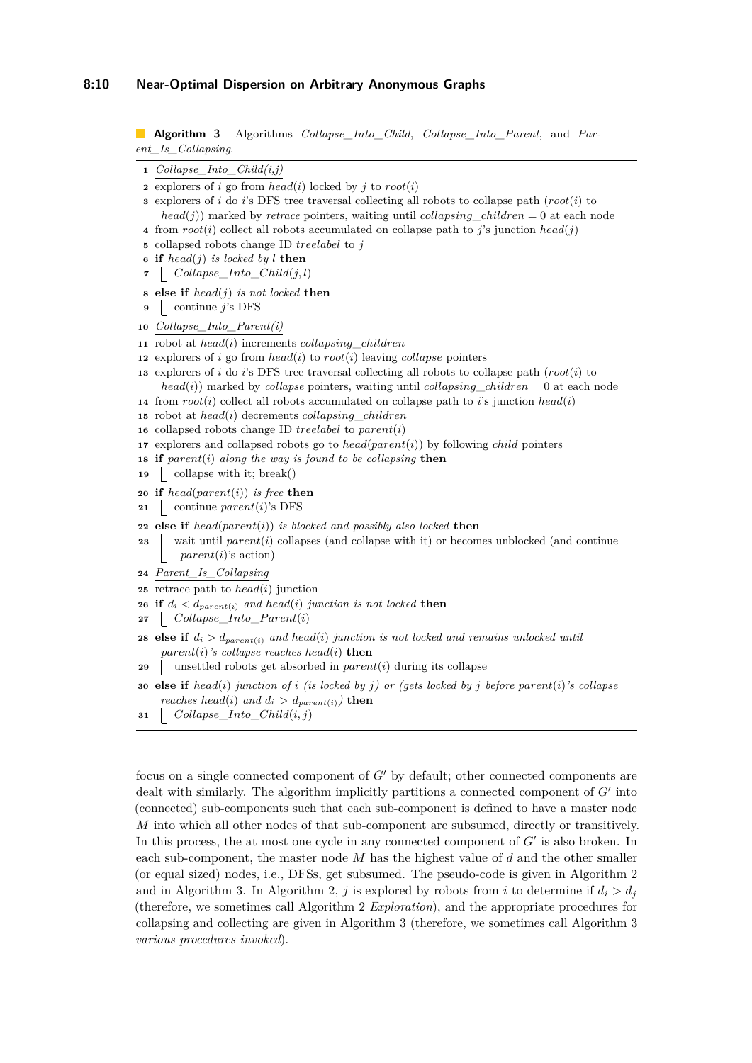**Algorithm 3** Algorithms *Collapse_Into_Child*, *Collapse_Into_Parent*, and *Parent_Is_Collapsing*.

```
1  Collapse_Into_Child(i,j)
2  explorers of i go from head(i) locked by j to root(i)
3  explorers of i do i's DFS tree traversal collecting all robots to collapse path (root(i) to
     head(j)) marked by retrace pointers, waiting until collapsing_children = 0 at each node
4  from root(i) collect all robots accumulated on collapse path to j's junction head(j)
5  collapsed robots change ID treelabel to j
6  if head(j) is locked by l then
7  |  Collapse_Into_Child(j, l)
8  else if head(j) is not locked then
9  |  continue j's DFS
10 Collapse_Into_Parent(i)
11 robot at head(i) increments collapsing_children
12 explorers of i go from head(i) to root(i) leaving collapse pointers
13 explorers of i do i's DFS tree traversal collecting all robots to collapse path (root(i) to
     head(i)) marked by collapse pointers, waiting until collapsing_children = 0 at each node
14 from root(i) collect all robots accumulated on collapse path to i's junction head(i)
15 robot at head(i) decrements collapsing_children
16 collapsed robots change ID treelabel to parent(i)
17 explorers and collapsed robots go to head(parent(i)) by following child pointers
18 if parent(i) along the way is found to be collapsing then
19 |  collapse with it; break()
20 if head(parent(i)) is free then
21 |  continue parent(i)'s DFS
22 else if head(parent(i)) is blocked and possibly also locked then
23 |  wait until parent(i) collapses (and collapse with it) or becomes unblocked (and continue
   |    parent(i)'s action)
24 Parent_Is_Collapsing
25 retrace path to head(i) junction
26 if d_i < d_parent(i) and head(i) junction is not locked then
27 |  Collapse_Into_Parent(i)
28 else if d_i > d_parent(i) and head(i) junction is not locked and remains unlocked until
     parent(i)'s collapse reaches head(i) then
29 |  unsettled robots get absorbed in parent(i) during its collapse
30 else if head(i) junction of i (is locked by j) or (gets locked by j before parent(i)'s collapse
     reaches head(i) and d_i > d_parent(i)) then
31 |  Collapse_Into_Child(i, j)
```

focus on a single connected component of $G'$ by default; other connected components are dealt with similarly. The algorithm implicitly partitions a connected component of $G'$ into (connected) sub-components such that each sub-component is defined to have a master node $M$ into which all other nodes of that sub-component are subsumed, directly or transitively. In this process, the at most one cycle in any connected component of $G'$ is also broken. In each sub-component, the master node $M$ has the highest value of $d$ and the other smaller (or equal sized) nodes, i.e., DFSs, get subsumed. The pseudo-code is given in Algorithm 2 and in Algorithm 3. In Algorithm 2, $j$ is explored by robots from $i$ to determine if $d_i > d_j$ (therefore, we sometimes call Algorithm 2 *Exploration*), and the appropriate procedures for collapsing and collecting are given in Algorithm 3 (therefore, we sometimes call Algorithm 3 *various procedures invoked*).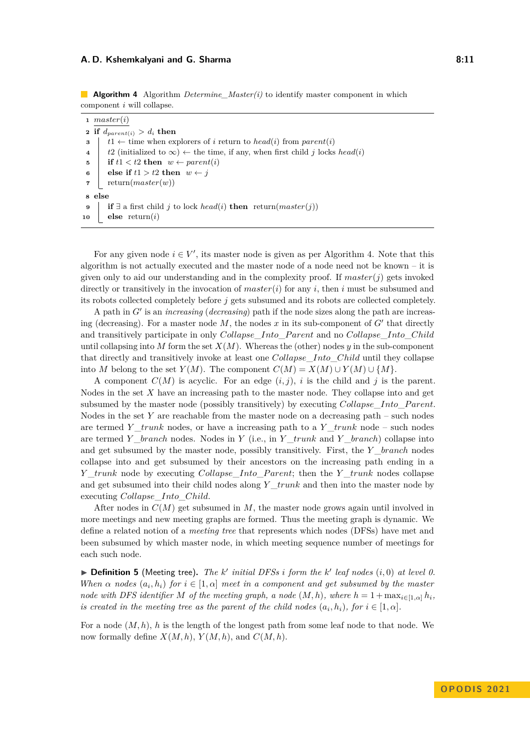**Algorithm 4** Algorithm *Determine_Master(i)* to identify master component in which component $i$ will collapse.

```
1  master(i)
2  if d_parent(i) > d_i then
3      t1 ← time when explorers of i return to head(i) from parent(i)
4      t2 (initialized to ∞) ← the time, if any, when first child j locks head(i)
5      if t1 < t2 then  w ← parent(i)
6      else if t1 > t2 then  w ← j
7      return(master(w))
8  else
9      if ∃ a first child j to lock head(i) then  return(master(j))
10     else  return(i)
```

For any given node $i \in V'$, its master node is given as per Algorithm 4. Note that this algorithm is not actually executed and the master node of a node need not be known – it is given only to aid our understanding and in the complexity proof. If $master(j)$ gets invoked directly or transitively in the invocation of $master(i)$ for any $i$, then $i$ must be subsumed and its robots collected completely before $j$ gets subsumed and its robots are collected completely.

A path in $G'$ is an *increasing* (*decreasing*) path if the node sizes along the path are increasing (decreasing). For a master node $M$, the nodes $x$ in its sub-component of $G'$ that directly and transitively participate in only *Collapse_Into_Parent* and no *Collapse_Into_Child* until collapsing into $M$ form the set $X(M)$. Whereas the (other) nodes $y$ in the sub-component that directly and transitively invoke at least one *Collapse_Into_Child* until they collapse into $M$ belong to the set $Y(M)$. The component $C(M) = X(M) \cup Y(M) \cup \{M\}$.

A component $C(M)$ is acyclic. For an edge $(i, j)$, $i$ is the child and $j$ is the parent. Nodes in the set $X$ have an increasing path to the master node. They collapse into and get subsumed by the master node (possibly transitively) by executing *Collapse_Into_Parent*. Nodes in the set $Y$ are reachable from the master node on a decreasing path – such nodes are termed *Y_trunk* nodes, or have a increasing path to a *Y_trunk* node – such nodes are termed *Y_branch* nodes. Nodes in $Y$ (i.e., in *Y_trunk* and *Y_branch*) collapse into and get subsumed by the master node, possibly transitively. First, the *Y_branch* nodes collapse into and get subsumed by their ancestors on the increasing path ending in a *Y_trunk* node by executing *Collapse_Into_Parent*; then the *Y_trunk* nodes collapse and get subsumed into their child nodes along *Y_trunk* and then into the master node by executing *Collapse_Into_Child*.

After nodes in $C(M)$ get subsumed in $M$, the master node grows again until involved in more meetings and new meeting graphs are formed. Thus the meeting graph is dynamic. We define a related notion of a *meeting tree* that represents which nodes (DFSs) have met and been subsumed by which master node, in which meeting sequence number of meetings for each such node.

▶ **Definition 5** (Meeting tree). *The $k'$ initial DFSs $i$ form the $k'$ leaf nodes $(i, 0)$ at level 0. When $\alpha$ nodes $(a_i, h_i)$ for $i \in [1, \alpha]$ meet in a component and get subsumed by the master node with DFS identifier $M$ of the meeting graph, a node $(M, h)$, where $h = 1 + \max_{i \in [1,\alpha]} h_i$, is created in the meeting tree as the parent of the child nodes $(a_i, h_i)$, for $i \in [1, \alpha]$.*

For a node $(M, h)$, $h$ is the length of the longest path from some leaf node to that node. We now formally define $X(M, h)$, $Y(M, h)$, and $C(M, h)$.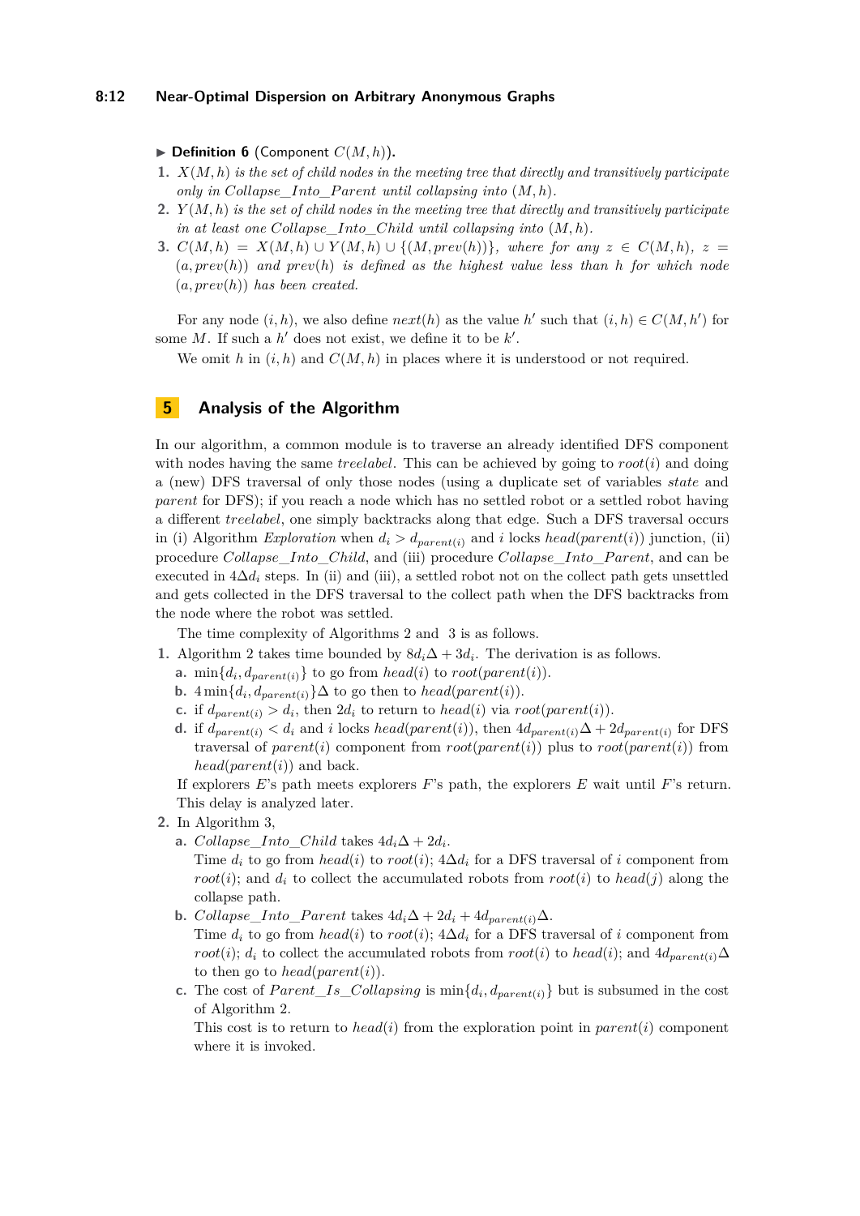▶ **Definition 6** (Component $C(M,h)$)**.**

1. $X(M,h)$ *is the set of child nodes in the meeting tree that directly and transitively participate only in Collapse_Into_Parent until collapsing into* $(M,h)$*.*
2. $Y(M,h)$ *is the set of child nodes in the meeting tree that directly and transitively participate in at least one Collapse_Into_Child until collapsing into* $(M,h)$*.*
3. $C(M,h) = X(M,h) \cup Y(M,h) \cup \{(M, prev(h))\}$*, where for any* $z \in C(M,h)$*,* $z = (a, prev(h))$ *and* $prev(h)$ *is defined as the highest value less than* $h$ *for which node* $(a, prev(h))$ *has been created.*

For any node $(i,h)$, we also define $next(h)$ as the value $h'$ such that $(i,h) \in C(M,h')$ for some $M$. If such a $h'$ does not exist, we define it to be $k'$.

We omit $h$ in $(i,h)$ and $C(M,h)$ in places where it is understood or not required.

## 5 Analysis of the Algorithm

In our algorithm, a common module is to traverse an already identified DFS component with nodes having the same *treelabel*. This can be achieved by going to $root(i)$ and doing a (new) DFS traversal of only those nodes (using a duplicate set of variables *state* and *parent* for DFS); if you reach a node which has no settled robot or a settled robot having a different *treelabel*, one simply backtracks along that edge. Such a DFS traversal occurs in (i) Algorithm *Exploration* when $d_i > d_{parent(i)}$ and $i$ locks $head(parent(i))$ junction, (ii) procedure *Collapse_Into_Child*, and (iii) procedure *Collapse_Into_Parent*, and can be executed in $4\Delta d_i$ steps. In (ii) and (iii), a settled robot not on the collect path gets unsettled and gets collected in the DFS traversal to the collect path when the DFS backtracks from the node where the robot was settled.

The time complexity of Algorithms 2 and 3 is as follows.

1. Algorithm 2 takes time bounded by $8d_i\Delta + 3d_i$. The derivation is as follows.
   a. $\min\{d_i, d_{parent(i)}\}$ to go from $head(i)$ to $root(parent(i))$.
   b. $4\min\{d_i, d_{parent(i)}\}\Delta$ to go then to $head(parent(i))$.
   c. if $d_{parent(i)} > d_i$, then $2d_i$ to return to $head(i)$ via $root(parent(i))$.
   d. if $d_{parent(i)} < d_i$ and $i$ locks $head(parent(i))$, then $4d_{parent(i)}\Delta + 2d_{parent(i)}$ for DFS traversal of $parent(i)$ component from $root(parent(i))$ plus to $root(parent(i))$ from $head(parent(i))$ and back.

   If explorers $E$'s path meets explorers $F$'s path, the explorers $E$ wait until $F$'s return. This delay is analyzed later.
2. In Algorithm 3,
   a. *Collapse_Into_Child* takes $4d_i\Delta + 2d_i$.
      Time $d_i$ to go from $head(i)$ to $root(i)$; $4\Delta d_i$ for a DFS traversal of $i$ component from $root(i)$; and $d_i$ to collect the accumulated robots from $root(i)$ to $head(j)$ along the collapse path.
   b. *Collapse_Into_Parent* takes $4d_i\Delta + 2d_i + 4d_{parent(i)}\Delta$.
      Time $d_i$ to go from $head(i)$ to $root(i)$; $4\Delta d_i$ for a DFS traversal of $i$ component from $root(i)$; $d_i$ to collect the accumulated robots from $root(i)$ to $head(i)$; and $4d_{parent(i)}\Delta$ to then go to $head(parent(i))$.
   c. The cost of *Parent_Is_Collapsing* is $\min\{d_i, d_{parent(i)}\}$ but is subsumed in the cost of Algorithm 2.
      This cost is to return to $head(i)$ from the exploration point in $parent(i)$ component where it is invoked.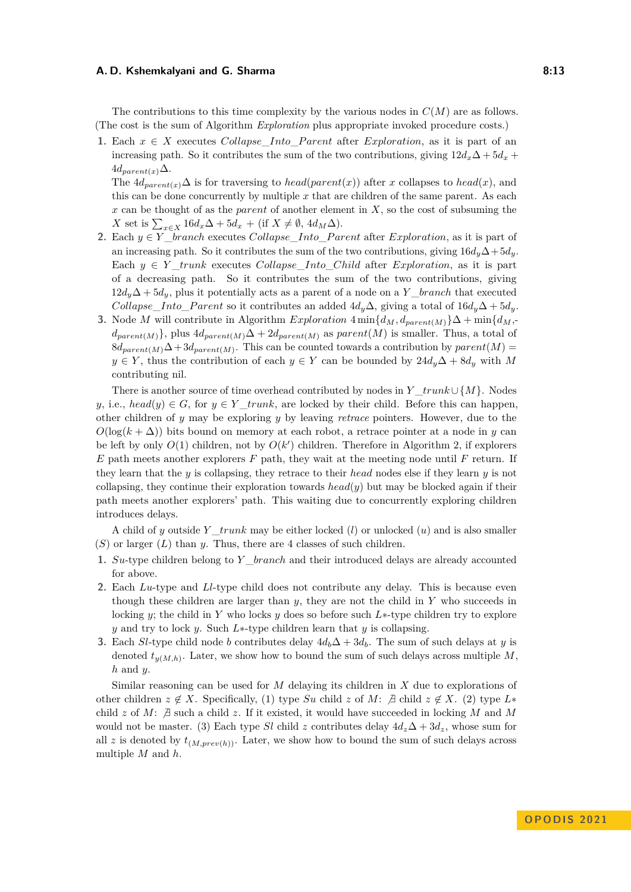The contributions to this time complexity by the various nodes in $C(M)$ are as follows. (The cost is the sum of Algorithm *Exploration* plus appropriate invoked procedure costs.)

1. Each $x \in X$ executes *Collapse_Into_Parent* after *Exploration*, as it is part of an increasing path. So it contributes the sum of the two contributions, giving $12d_x\Delta + 5d_x + 4d_{parent(x)}\Delta$.
   The $4d_{parent(x)}\Delta$ is for traversing to $head(parent(x))$ after $x$ collapses to $head(x)$, and this can be done concurrently by multiple $x$ that are children of the same parent. As each $x$ can be thought of as the *parent* of another element in $X$, so the cost of subsuming the $X$ set is $\sum_{x \in X} 16d_x\Delta + 5d_x$ + (if $X \neq \emptyset$, $4d_M\Delta$).
2. Each $y \in Y\_branch$ executes *Collapse_Into_Parent* after *Exploration*, as it is part of an increasing path. So it contributes the sum of the two contributions, giving $16d_y\Delta + 5d_y$. Each $y \in Y\_trunk$ executes *Collapse_Into_Child* after *Exploration*, as it is part of a decreasing path. So it contributes the sum of the two contributions, giving $12d_y\Delta + 5d_y$, plus it potentially acts as a parent of a node on a $Y\_branch$ that executed *Collapse_Into_Parent* so it contributes an added $4d_y\Delta$, giving a total of $16d_y\Delta + 5d_y$.
3. Node $M$ will contribute in Algorithm *Exploration* $4\min\{d_M, d_{parent(M)}\}\Delta + \min\{d_M, d_{parent(M)}\}$, plus $4d_{parent(M)}\Delta + 2d_{parent(M)}$ as $parent(M)$ is smaller. Thus, a total of $8d_{parent(M)}\Delta + 3d_{parent(M)}$. This can be counted towards a contribution by $parent(M) = y \in Y$, thus the contribution of each $y \in Y$ can be bounded by $24d_y\Delta + 8d_y$ with $M$ contributing nil.

There is another source of time overhead contributed by nodes in $Y\_trunk \cup \{M\}$. Nodes $y$, i.e., $head(y) \in G$, for $y \in Y\_trunk$, are locked by their child. Before this can happen, other children of $y$ may be exploring $y$ by leaving *retrace* pointers. However, due to the $O(\log(k + \Delta))$ bits bound on memory at each robot, a retrace pointer at a node in $y$ can be left by only $O(1)$ children, not by $O(k')$ children. Therefore in Algorithm 2, if explorers $E$ path meets another explorers $F$ path, they wait at the meeting node until $F$ return. If they learn that the $y$ is collapsing, they retrace to their *head* nodes else if they learn $y$ is not collapsing, they continue their exploration towards $head(y)$ but may be blocked again if their path meets another explorers' path. This waiting due to concurrently exploring children introduces delays.

A child of $y$ outside $Y\_trunk$ may be either locked ($l$) or unlocked ($u$) and is also smaller ($S$) or larger ($L$) than $y$. Thus, there are 4 classes of such children.

1. *Su*-type children belong to $Y\_branch$ and their introduced delays are already accounted for above.
2. Each *Lu*-type and *Ll*-type child does not contribute any delay. This is because even though these children are larger than $y$, they are not the child in $Y$ who succeeds in locking $y$; the child in $Y$ who locks $y$ does so before such $L*$-type children try to explore $y$ and try to lock $y$. Such $L*$-type children learn that $y$ is collapsing.
3. Each *Sl*-type child node $b$ contributes delay $4d_b\Delta + 3d_b$. The sum of such delays at $y$ is denoted $t_{y(M,h)}$. Later, we show how to bound the sum of such delays across multiple $M$, $h$ and $y$.

Similar reasoning can be used for $M$ delaying its children in $X$ due to explorations of other children $z \notin X$. Specifically, (1) type *Su* child $z$ of $M$: $\nexists$ child $z \notin X$. (2) type $L*$ child $z$ of $M$: $\nexists$ such a child $z$. If it existed, it would have succeeded in locking $M$ and $M$ would not be master. (3) Each type *Sl* child $z$ contributes delay $4d_z\Delta + 3d_z$, whose sum for all $z$ is denoted by $t_{(M,prev(h))}$. Later, we show how to bound the sum of such delays across multiple $M$ and $h$.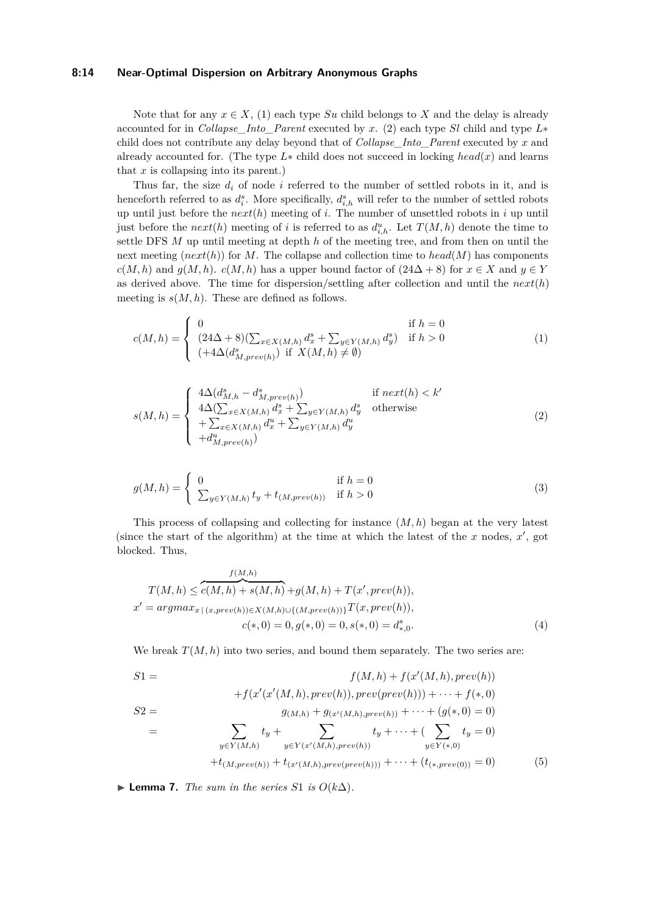Note that for any $x \in X$, (1) each type $Su$ child belongs to $X$ and the delay is already accounted for in *Collapse_Into_Parent* executed by $x$. (2) each type $Sl$ child and type $L*$ child does not contribute any delay beyond that of *Collapse_Into_Parent* executed by $x$ and already accounted for. (The type $L*$ child does not succeed in locking $head(x)$ and learns that $x$ is collapsing into its parent.)

Thus far, the size $d_i$ of node $i$ referred to the number of settled robots in it, and is henceforth referred to as $d_i^s$. More specifically, $d_{i,h}^s$ will refer to the number of settled robots up until just before the $next(h)$ meeting of $i$. The number of unsettled robots in $i$ up until just before the $next(h)$ meeting of $i$ is referred to as $d_{i,h}^u$. Let $T(M,h)$ denote the time to settle DFS $M$ up until meeting at depth $h$ of the meeting tree, and from then on until the next meeting ($next(h)$) for $M$. The collapse and collection time to $head(M)$ has components $c(M,h)$ and $g(M,h)$. $c(M,h)$ has a upper bound factor of $(24\Delta+8)$ for $x \in X$ and $y \in Y$ as derived above. The time for dispersion/settling after collection and until the $next(h)$ meeting is $s(M,h)$. These are defined as follows.

$$c(M,h) = \begin{cases} 0 & \text{if } h = 0 \\ (24\Delta+8)(\sum_{x \in X(M,h)} d_x^s + \sum_{y \in Y(M,h)} d_y^s) & \text{if } h > 0 \\ (+4\Delta(d^s_{M,prev(h)}) \text{ if } X(M,h) \neq \emptyset) & \end{cases} \tag{1}$$

$$s(M,h) = \begin{cases} 4\Delta(d^s_{M,h} - d^s_{M,prev(h)}) & \text{if } next(h) < k' \\ 4\Delta(\sum_{x \in X(M,h)} d_x^s + \sum_{y \in Y(M,h)} d_y^s & \text{otherwise} \\ +\sum_{x \in X(M,h)} d_x^u + \sum_{y \in Y(M,h)} d_y^u & \\ +d^u_{M,prev(h)}) & \end{cases} \tag{2}$$

$$g(M,h) = \begin{cases} 0 & \text{if } h = 0 \\ \sum_{y \in Y(M,h)} t_y + t_{(M,prev(h))} & \text{if } h > 0 \end{cases} \tag{3}$$

This process of collapsing and collecting for instance $(M,h)$ began at the very latest (since the start of the algorithm) at the time at which the latest of the $x$ nodes, $x'$, got blocked. Thus,

$$\begin{aligned} T(M,h) &\leq \overbrace{c(M,h) + s(M,h)}^{f(M,h)} + g(M,h) + T(x', prev(h)), \\ x' &= argmax_{x \mid (x,prev(h)) \in X(M,h) \cup \{(M,prev(h))\}} T(x, prev(h)), \\ & c(*,0) = 0, g(*,0) = 0, s(*,0) = d^s_{*,0}. \end{aligned} \tag{4}$$

We break $T(M,h)$ into two series, and bound them separately. The two series are:

$$\begin{aligned} S1 = \; & f(M,h) + f(x'(M,h), prev(h)) \\ & + f(x'(x'(M,h), prev(h)), prev(prev(h))) + \cdots + f(*,0) \\ S2 = \; & g_{(M,h)} + g_{(x'(M,h),prev(h))} + \cdots + (g(*,0) = 0) \\ = \; & \sum_{y \in Y(M,h)} t_y + \sum_{y \in Y(x'(M,h),prev(h))} t_y + \cdots + (\sum_{y \in Y(*,0)} t_y = 0) \\ & + t_{(M,prev(h))} + t_{(x'(M,h),prev(prev(h)))} + \cdots + (t_{(*,prev(0))} = 0) \end{aligned} \tag{5}$$

▶ **Lemma 7.** *The sum in the series $S1$ is $O(k\Delta)$.*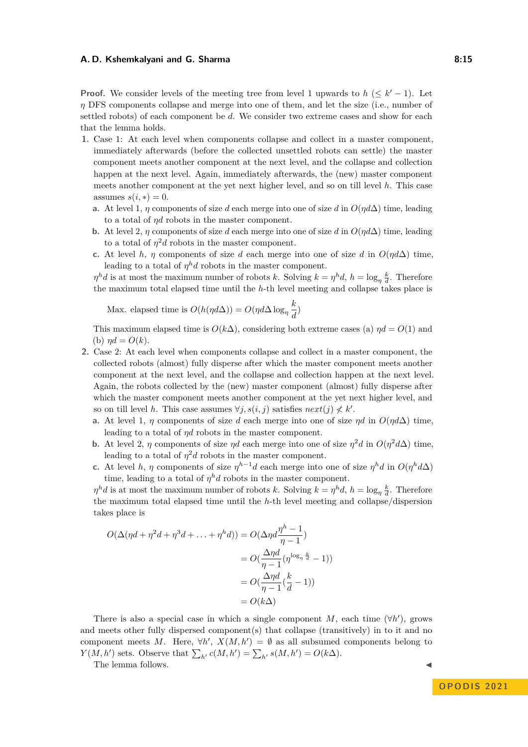**Proof.** We consider levels of the meeting tree from level 1 upwards to $h$ ($\leq k'-1$). Let $\eta$ DFS components collapse and merge into one of them, and let the size (i.e., number of settled robots) of each component be $d$. We consider two extreme cases and show for each that the lemma holds.

1. Case 1: At each level when components collapse and collect in a master component, immediately afterwards (before the collected unsettled robots can settle) the master component meets another component at the next level, and the collapse and collection happen at the next level. Again, immediately afterwards, the (new) master component meets another component at the yet next higher level, and so on till level $h$. This case assumes $s(i,*)=0$.
   a. At level 1, $\eta$ components of size $d$ each merge into one of size $d$ in $O(\eta d\Delta)$ time, leading to a total of $\eta d$ robots in the master component.
   b. At level 2, $\eta$ components of size $d$ each merge into one of size $d$ in $O(\eta d\Delta)$ time, leading to a total of $\eta^2 d$ robots in the master component.
   c. At level $h$, $\eta$ components of size $d$ each merge into one of size $d$ in $O(\eta d\Delta)$ time, leading to a total of $\eta^h d$ robots in the master component.

   $\eta^h d$ is at most the maximum number of robots $k$. Solving $k=\eta^h d$, $h=\log_\eta \frac{k}{d}$. Therefore the maximum total elapsed time until the $h$-th level meeting and collapse takes place is

   $$\text{Max. elapsed time is } O(h(\eta d\Delta)) = O(\eta d\Delta \log_\eta \frac{k}{d})$$

   This maximum elapsed time is $O(k\Delta)$, considering both extreme cases (a) $\eta d = O(1)$ and (b) $\eta d = O(k)$.

2. Case 2: At each level when components collapse and collect in a master component, the collected robots (almost) fully disperse after which the master component meets another component at the next level, and the collapse and collection happen at the next level. Again, the robots collected by the (new) master component (almost) fully disperse after which the master component meets another component at the yet next higher level, and so on till level $h$. This case assumes $\forall j, s(i,j)$ satisfies $next(j) \not< k'$.
   a. At level 1, $\eta$ components of size $d$ each merge into one of size $\eta d$ in $O(\eta d\Delta)$ time, leading to a total of $\eta d$ robots in the master component.
   b. At level 2, $\eta$ components of size $\eta d$ each merge into one of size $\eta^2 d$ in $O(\eta^2 d\Delta)$ time, leading to a total of $\eta^2 d$ robots in the master component.
   c. At level $h$, $\eta$ components of size $\eta^{h-1}d$ each merge into one of size $\eta^h d$ in $O(\eta^h d\Delta)$ time, leading to a total of $\eta^h d$ robots in the master component.

   $\eta^h d$ is at most the maximum number of robots $k$. Solving $k=\eta^h d$, $h=\log_\eta \frac{k}{d}$. Therefore the maximum total elapsed time until the $h$-th level meeting and collapse/dispersion takes place is

   $$\begin{aligned}
   O(\Delta(\eta d + \eta^2 d + \eta^3 d + \ldots + \eta^h d)) &= O(\Delta\eta d\frac{\eta^h - 1}{\eta - 1}) \\
   &= O(\frac{\Delta\eta d}{\eta-1}(\eta^{\log_\eta \frac{k}{d}} - 1)) \\
   &= O(\frac{\Delta\eta d}{\eta-1}(\frac{k}{d} - 1)) \\
   &= O(k\Delta)
   \end{aligned}$$

There is also a special case in which a single component $M$, each time ($\forall h'$), grows and meets other fully dispersed component(s) that collapse (transitively) in to it and no component meets $M$. Here, $\forall h'$, $X(M,h') = \emptyset$ as all subsumed components belong to $Y(M,h')$ sets. Observe that $\sum_{h'} c(M,h') = \sum_{h'} s(M,h') = O(k\Delta)$.

The lemma follows. ◀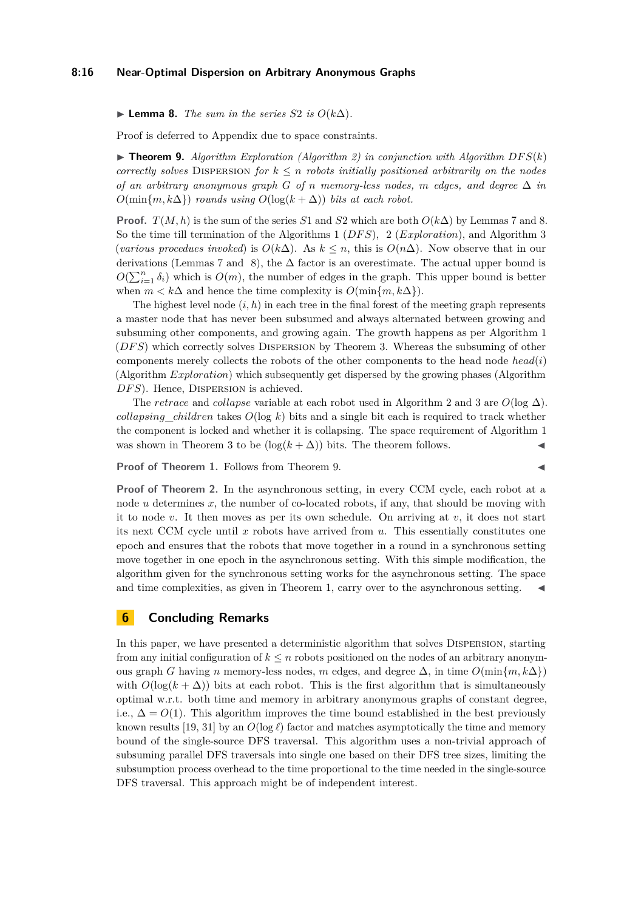▶ **Lemma 8.** *The sum in the series $S2$ is $O(k\Delta)$.*

Proof is deferred to Appendix due to space constraints.

▶ **Theorem 9.** *Algorithm Exploration (Algorithm 2) in conjunction with Algorithm $DFS(k)$ correctly solves* Dispersion *for $k \leq n$ robots initially positioned arbitrarily on the nodes of an arbitrary anonymous graph $G$ of $n$ memory-less nodes, $m$ edges, and degree $\Delta$ in $O(\min\{m, k\Delta\})$ rounds using $O(\log(k + \Delta))$ bits at each robot.*

**Proof.** $T(M, h)$ is the sum of the series $S1$ and $S2$ which are both $O(k\Delta)$ by Lemmas 7 and 8. So the time till termination of the Algorithms 1 ($DFS$), 2 ($Exploration$), and Algorithm 3 (*various procedures invoked*) is $O(k\Delta)$. As $k \leq n$, this is $O(n\Delta)$. Now observe that in our derivations (Lemmas 7 and 8), the $\Delta$ factor is an overestimate. The actual upper bound is $O(\sum_{i=1}^{n} \delta_i)$ which is $O(m)$, the number of edges in the graph. This upper bound is better when $m < k\Delta$ and hence the time complexity is $O(\min\{m, k\Delta\})$.

The highest level node $(i, h)$ in each tree in the final forest of the meeting graph represents a master node that has never been subsumed and always alternated between growing and subsuming other components, and growing again. The growth happens as per Algorithm 1 ($DFS$) which correctly solves Dispersion by Theorem 3. Whereas the subsuming of other components merely collects the robots of the other components to the head node $head(i)$ (Algorithm *Exploration*) which subsequently get dispersed by the growing phases (Algorithm $DFS$). Hence, Dispersion is achieved.

The *retrace* and *collapse* variable at each robot used in Algorithm 2 and 3 are $O(\log \Delta)$. *collapsing_children* takes $O(\log k)$ bits and a single bit each is required to track whether the component is locked and whether it is collapsing. The space requirement of Algorithm 1 was shown in Theorem 3 to be $(\log(k + \Delta))$ bits. The theorem follows. ◀

**Proof of Theorem 1.** Follows from Theorem 9. ◀

**Proof of Theorem 2.** In the asynchronous setting, in every CCM cycle, each robot at a node $u$ determines $x$, the number of co-located robots, if any, that should be moving with it to node $v$. It then moves as per its own schedule. On arriving at $v$, it does not start its next CCM cycle until $x$ robots have arrived from $u$. This essentially constitutes one epoch and ensures that the robots that move together in a round in a synchronous setting move together in one epoch in the asynchronous setting. With this simple modification, the algorithm given for the synchronous setting works for the asynchronous setting. The space and time complexities, as given in Theorem 1, carry over to the asynchronous setting. ◀

## 6 Concluding Remarks

In this paper, we have presented a deterministic algorithm that solves Dispersion, starting from any initial configuration of $k \leq n$ robots positioned on the nodes of an arbitrary anonymous graph $G$ having $n$ memory-less nodes, $m$ edges, and degree $\Delta$, in time $O(\min\{m, k\Delta\})$ with $O(\log(k + \Delta))$ bits at each robot. This is the first algorithm that is simultaneously optimal w.r.t. both time and memory in arbitrary anonymous graphs of constant degree, i.e., $\Delta = O(1)$. This algorithm improves the time bound established in the best previously known results [19, 31] by an $O(\log \ell)$ factor and matches asymptotically the time and memory bound of the single-source DFS traversal. This algorithm uses a non-trivial approach of subsuming parallel DFS traversals into single one based on their DFS tree sizes, limiting the subsumption process overhead to the time proportional to the time needed in the single-source DFS traversal. This approach might be of independent interest.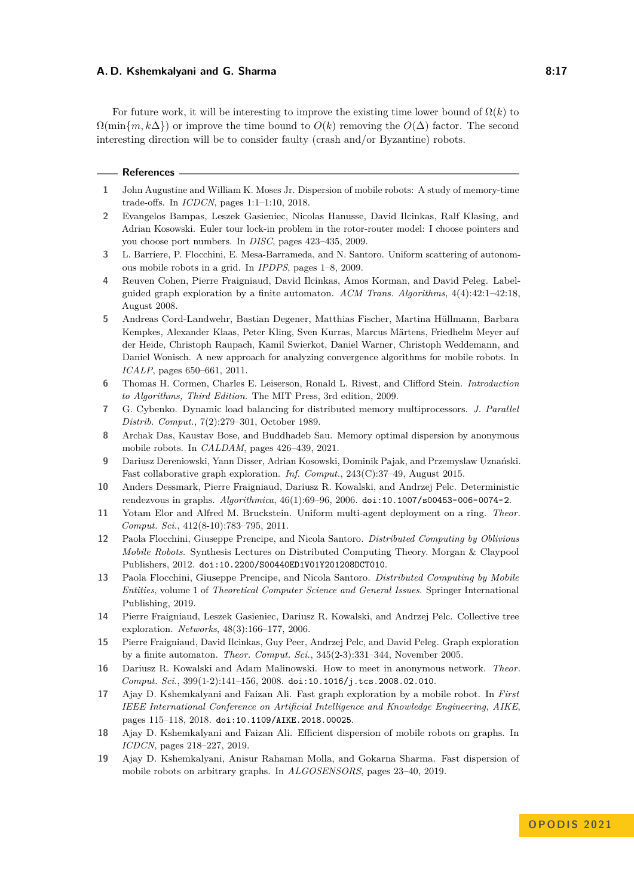For future work, it will be interesting to improve the existing time lower bound of $\Omega(k)$ to $\Omega(\min\{m, k\Delta\})$ or improve the time bound to $O(k)$ removing the $O(\Delta)$ factor. The second interesting direction will be to consider faulty (crash and/or Byzantine) robots.

## References

1. John Augustine and William K. Moses Jr. Dispersion of mobile robots: A study of memory-time trade-offs. In *ICDCN*, pages 1:1–1:10, 2018.
2. Evangelos Bampas, Leszek Gasieniec, Nicolas Hanusse, David Ilcinkas, Ralf Klasing, and Adrian Kosowski. Euler tour lock-in problem in the rotor-router model: I choose pointers and you choose port numbers. In *DISC*, pages 423–435, 2009.
3. L. Barriere, P. Flocchini, E. Mesa-Barrameda, and N. Santoro. Uniform scattering of autonomous mobile robots in a grid. In *IPDPS*, pages 1–8, 2009.
4. Reuven Cohen, Pierre Fraigniaud, David Ilcinkas, Amos Korman, and David Peleg. Label-guided graph exploration by a finite automaton. *ACM Trans. Algorithms*, 4(4):42:1–42:18, August 2008.
5. Andreas Cord-Landwehr, Bastian Degener, Matthias Fischer, Martina Hüllmann, Barbara Kempkes, Alexander Klaas, Peter Kling, Sven Kurras, Marcus Märtens, Friedhelm Meyer auf der Heide, Christoph Raupach, Kamil Swierkot, Daniel Warner, Christoph Weddemann, and Daniel Wonisch. A new approach for analyzing convergence algorithms for mobile robots. In *ICALP*, pages 650–661, 2011.
6. Thomas H. Cormen, Charles E. Leiserson, Ronald L. Rivest, and Clifford Stein. *Introduction to Algorithms, Third Edition*. The MIT Press, 3rd edition, 2009.
7. G. Cybenko. Dynamic load balancing for distributed memory multiprocessors. *J. Parallel Distrib. Comput.*, 7(2):279–301, October 1989.
8. Archak Das, Kaustav Bose, and Buddhadeb Sau. Memory optimal dispersion by anonymous mobile robots. In *CALDAM*, pages 426–439, 2021.
9. Dariusz Dereniowski, Yann Disser, Adrian Kosowski, Dominik Pająk, and Przemysław Uznański. Fast collaborative graph exploration. *Inf. Comput.*, 243(C):37–49, August 2015.
10. Anders Dessmark, Pierre Fraigniaud, Dariusz R. Kowalski, and Andrzej Pelc. Deterministic rendezvous in graphs. *Algorithmica*, 46(1):69–96, 2006. doi:10.1007/s00453-006-0074-2.
11. Yotam Elor and Alfred M. Bruckstein. Uniform multi-agent deployment on a ring. *Theor. Comput. Sci.*, 412(8-10):783–795, 2011.
12. Paola Flocchini, Giuseppe Prencipe, and Nicola Santoro. *Distributed Computing by Oblivious Mobile Robots*. Synthesis Lectures on Distributed Computing Theory. Morgan & Claypool Publishers, 2012. doi:10.2200/S00440ED1V01Y201208DCT010.
13. Paola Flocchini, Giuseppe Prencipe, and Nicola Santoro. *Distributed Computing by Mobile Entities*, volume 1 of *Theoretical Computer Science and General Issues*. Springer International Publishing, 2019.
14. Pierre Fraigniaud, Leszek Gasieniec, Dariusz R. Kowalski, and Andrzej Pelc. Collective tree exploration. *Networks*, 48(3):166–177, 2006.
15. Pierre Fraigniaud, David Ilcinkas, Guy Peer, Andrzej Pelc, and David Peleg. Graph exploration by a finite automaton. *Theor. Comput. Sci.*, 345(2-3):331–344, November 2005.
16. Dariusz R. Kowalski and Adam Malinowski. How to meet in anonymous network. *Theor. Comput. Sci.*, 399(1-2):141–156, 2008. doi:10.1016/j.tcs.2008.02.010.
17. Ajay D. Kshemkalyani and Faizan Ali. Fast graph exploration by a mobile robot. In *First IEEE International Conference on Artificial Intelligence and Knowledge Engineering, AIKE*, pages 115–118, 2018. doi:10.1109/AIKE.2018.00025.
18. Ajay D. Kshemkalyani and Faizan Ali. Efficient dispersion of mobile robots on graphs. In *ICDCN*, pages 218–227, 2019.
19. Ajay D. Kshemkalyani, Anisur Rahaman Molla, and Gokarna Sharma. Fast dispersion of mobile robots on arbitrary graphs. In *ALGOSENSORS*, pages 23–40, 2019.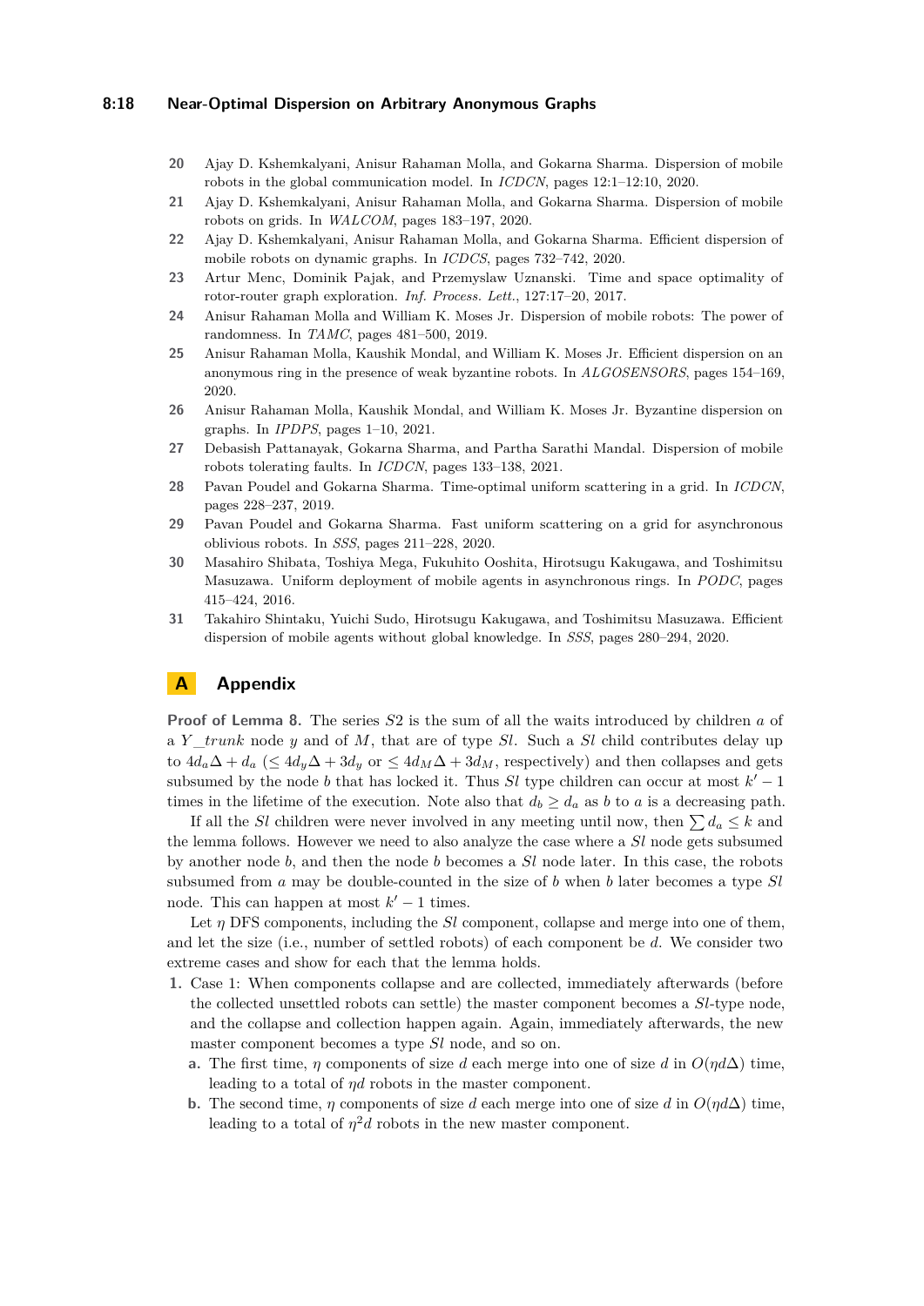20. Ajay D. Kshemkalyani, Anisur Rahaman Molla, and Gokarna Sharma. Dispersion of mobile robots in the global communication model. In *ICDCN*, pages 12:1–12:10, 2020.
21. Ajay D. Kshemkalyani, Anisur Rahaman Molla, and Gokarna Sharma. Dispersion of mobile robots on grids. In *WALCOM*, pages 183–197, 2020.
22. Ajay D. Kshemkalyani, Anisur Rahaman Molla, and Gokarna Sharma. Efficient dispersion of mobile robots on dynamic graphs. In *ICDCS*, pages 732–742, 2020.
23. Artur Menc, Dominik Pajak, and Przemyslaw Uznanski. Time and space optimality of rotor-router graph exploration. *Inf. Process. Lett.*, 127:17–20, 2017.
24. Anisur Rahaman Molla and William K. Moses Jr. Dispersion of mobile robots: The power of randomness. In *TAMC*, pages 481–500, 2019.
25. Anisur Rahaman Molla, Kaushik Mondal, and William K. Moses Jr. Efficient dispersion on an anonymous ring in the presence of weak byzantine robots. In *ALGOSENSORS*, pages 154–169, 2020.
26. Anisur Rahaman Molla, Kaushik Mondal, and William K. Moses Jr. Byzantine dispersion on graphs. In *IPDPS*, pages 1–10, 2021.
27. Debasish Pattanayak, Gokarna Sharma, and Partha Sarathi Mandal. Dispersion of mobile robots tolerating faults. In *ICDCN*, pages 133–138, 2021.
28. Pavan Poudel and Gokarna Sharma. Time-optimal uniform scattering in a grid. In *ICDCN*, pages 228–237, 2019.
29. Pavan Poudel and Gokarna Sharma. Fast uniform scattering on a grid for asynchronous oblivious robots. In *SSS*, pages 211–228, 2020.
30. Masahiro Shibata, Toshiya Mega, Fukuhito Ooshita, Hirotsugu Kakugawa, and Toshimitsu Masuzawa. Uniform deployment of mobile agents in asynchronous rings. In *PODC*, pages 415–424, 2016.
31. Takahiro Shintaku, Yuichi Sudo, Hirotsugu Kakugawa, and Toshimitsu Masuzawa. Efficient dispersion of mobile agents without global knowledge. In *SSS*, pages 280–294, 2020.

# A Appendix

**Proof of Lemma 8.** The series $S2$ is the sum of all the waits introduced by children $a$ of a $Y\_trunk$ node $y$ and of $M$, that are of type $Sl$. Such a $Sl$ child contributes delay up to $4d_a\Delta + d_a$ ($\leq 4d_y\Delta + 3d_y$ or $\leq 4d_M\Delta + 3d_M$, respectively) and then collapses and gets subsumed by the node $b$ that has locked it. Thus $Sl$ type children can occur at most $k' - 1$ times in the lifetime of the execution. Note also that $d_b \geq d_a$ as $b$ to $a$ is a decreasing path.

If all the $Sl$ children were never involved in any meeting until now, then $\sum d_a \leq k$ and the lemma follows. However we need to also analyze the case where a $Sl$ node gets subsumed by another node $b$, and then the node $b$ becomes a $Sl$ node later. In this case, the robots subsumed from $a$ may be double-counted in the size of $b$ when $b$ later becomes a type $Sl$ node. This can happen at most $k' - 1$ times.

Let $\eta$ DFS components, including the $Sl$ component, collapse and merge into one of them, and let the size (i.e., number of settled robots) of each component be $d$. We consider two extreme cases and show for each that the lemma holds.

1. Case 1: When components collapse and are collected, immediately afterwards (before the collected unsettled robots can settle) the master component becomes a $Sl$-type node, and the collapse and collection happen again. Again, immediately afterwards, the new master component becomes a type $Sl$ node, and so on.
   a. The first time, $\eta$ components of size $d$ each merge into one of size $d$ in $O(\eta d\Delta)$ time, leading to a total of $\eta d$ robots in the master component.
   b. The second time, $\eta$ components of size $d$ each merge into one of size $d$ in $O(\eta d\Delta)$ time, leading to a total of $\eta^2 d$ robots in the new master component.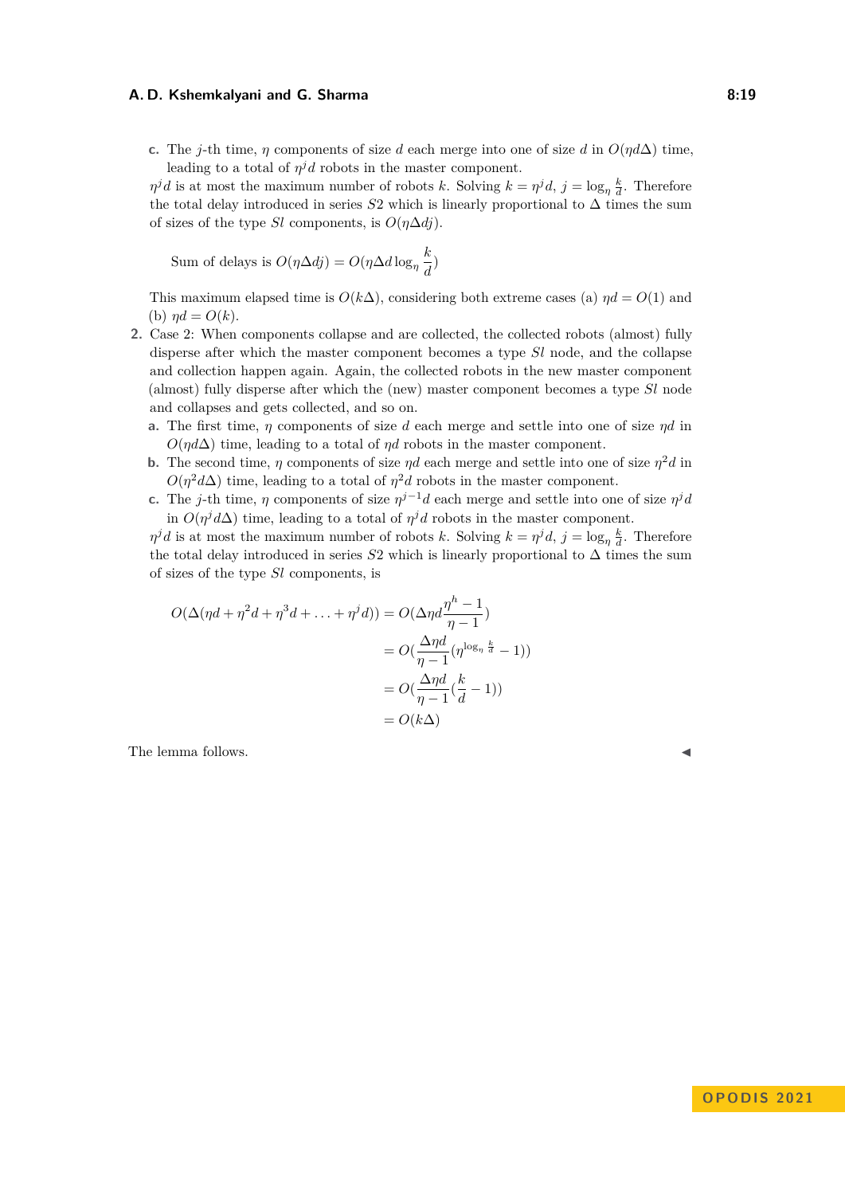c. The $j$-th time, $\eta$ components of size $d$ each merge into one of size $d$ in $O(\eta d\Delta)$ time, leading to a total of $\eta^j d$ robots in the master component.

   $\eta^j d$ is at most the maximum number of robots $k$. Solving $k = \eta^j d$, $j = \log_\eta \frac{k}{d}$. Therefore the total delay introduced in series $S2$ which is linearly proportional to $\Delta$ times the sum of sizes of the type $Sl$ components, is $O(\eta\Delta dj)$.

   $$\text{Sum of delays is } O(\eta\Delta dj) = O(\eta\Delta d \log_\eta \frac{k}{d})$$

   This maximum elapsed time is $O(k\Delta)$, considering both extreme cases (a) $\eta d = O(1)$ and (b) $\eta d = O(k)$.

2. Case 2: When components collapse and are collected, the collected robots (almost) fully disperse after which the master component becomes a type $Sl$ node, and the collapse and collection happen again. Again, the collected robots in the new master component (almost) fully disperse after which the (new) master component becomes a type $Sl$ node and collapses and gets collected, and so on.
   a. The first time, $\eta$ components of size $d$ each merge and settle into one of size $\eta d$ in $O(\eta d\Delta)$ time, leading to a total of $\eta d$ robots in the master component.
   b. The second time, $\eta$ components of size $\eta d$ each merge and settle into one of size $\eta^2 d$ in $O(\eta^2 d\Delta)$ time, leading to a total of $\eta^2 d$ robots in the master component.
   c. The $j$-th time, $\eta$ components of size $\eta^{j-1}d$ each merge and settle into one of size $\eta^j d$ in $O(\eta^j d\Delta)$ time, leading to a total of $\eta^j d$ robots in the master component.

   $\eta^j d$ is at most the maximum number of robots $k$. Solving $k = \eta^j d$, $j = \log_\eta \frac{k}{d}$. Therefore the total delay introduced in series $S2$ which is linearly proportional to $\Delta$ times the sum of sizes of the type $Sl$ components, is

$$
\begin{aligned}
O(\Delta(\eta d + \eta^2 d + \eta^3 d + \ldots + \eta^j d)) &= O(\Delta\eta d\frac{\eta^h - 1}{\eta - 1}) \\
&= O(\frac{\Delta\eta d}{\eta - 1}(\eta^{\log_\eta \frac{k}{d}} - 1)) \\
&= O(\frac{\Delta\eta d}{\eta - 1}(\frac{k}{d} - 1)) \\
&= O(k\Delta)
\end{aligned}
$$

The lemma follows. ◂